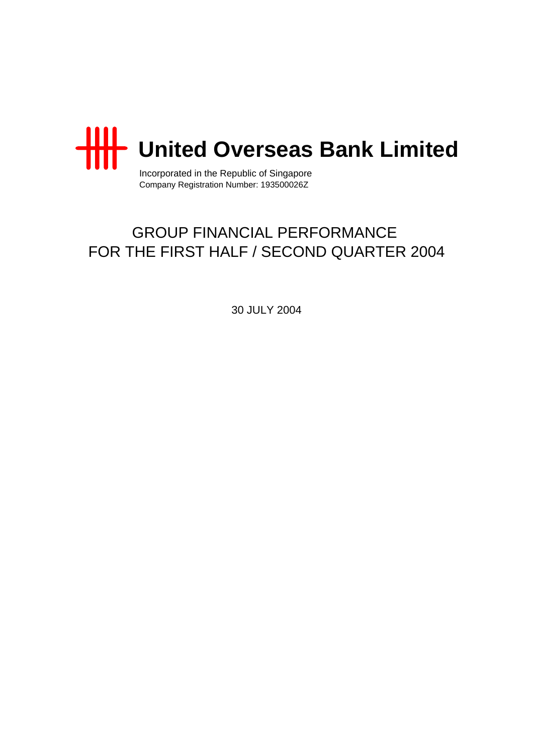# United Overseas Bank Limited

Incorporated in the Republic of Singapore
Company Registration Number: 193500026Z

## GROUP FINANCIAL PERFORMANCE FOR THE FIRST HALF / SECOND QUARTER 2004

30 JULY 2004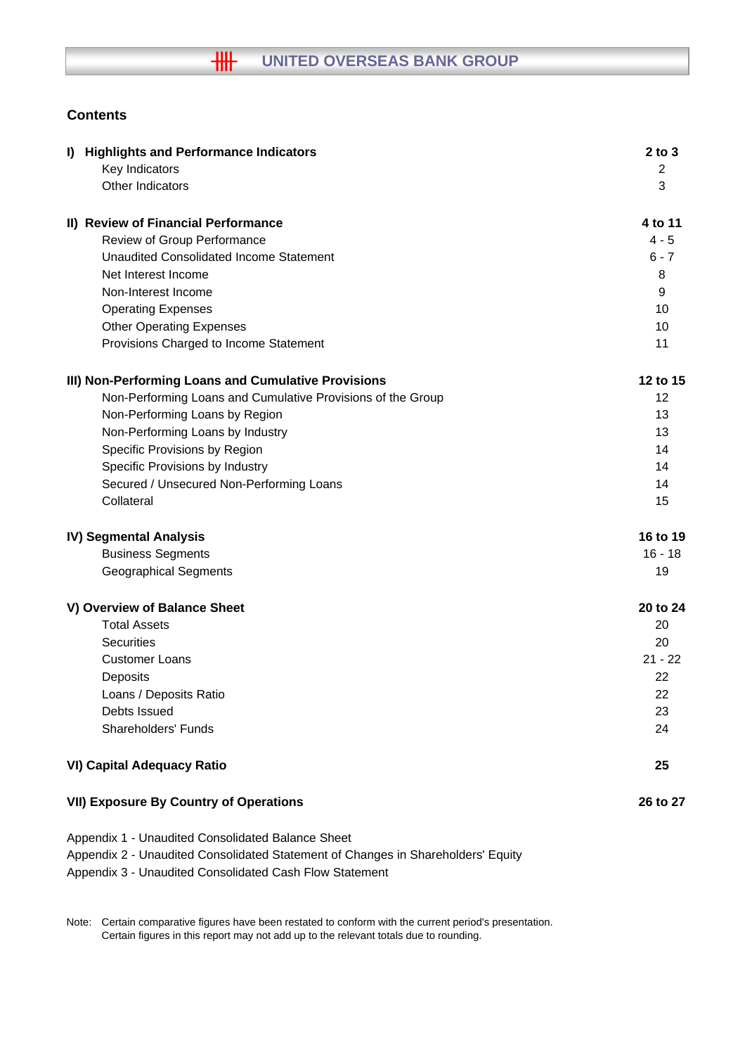# UNITED OVERSEAS BANK GROUP

## Contents

| | |
|---|---|
| **I) Highlights and Performance Indicators** | **2 to 3** |
| Key Indicators | 2 |
| Other Indicators | 3 |
| | |
| **II) Review of Financial Performance** | **4 to 11** |
| Review of Group Performance | 4 - 5 |
| Unaudited Consolidated Income Statement | 6 - 7 |
| Net Interest Income | 8 |
| Non-Interest Income | 9 |
| Operating Expenses | 10 |
| Other Operating Expenses | 10 |
| Provisions Charged to Income Statement | 11 |
| | |
| **III) Non-Performing Loans and Cumulative Provisions** | **12 to 15** |
| Non-Performing Loans and Cumulative Provisions of the Group | 12 |
| Non-Performing Loans by Region | 13 |
| Non-Performing Loans by Industry | 13 |
| Specific Provisions by Region | 14 |
| Specific Provisions by Industry | 14 |
| Secured / Unsecured Non-Performing Loans | 14 |
| Collateral | 15 |
| | |
| **IV) Segmental Analysis** | **16 to 19** |
| Business Segments | 16 - 18 |
| Geographical Segments | 19 |
| | |
| **V) Overview of Balance Sheet** | **20 to 24** |
| Total Assets | 20 |
| Securities | 20 |
| Customer Loans | 21 - 22 |
| Deposits | 22 |
| Loans / Deposits Ratio | 22 |
| Debts Issued | 23 |
| Shareholders' Funds | 24 |
| | |
| **VI) Capital Adequacy Ratio** | **25** |
| | |
| **VII) Exposure By Country of Operations** | **26 to 27** |

Appendix 1 - Unaudited Consolidated Balance Sheet
Appendix 2 - Unaudited Consolidated Statement of Changes in Shareholders' Equity
Appendix 3 - Unaudited Consolidated Cash Flow Statement

Note: Certain comparative figures have been restated to conform with the current period's presentation.
Certain figures in this report may not add up to the relevant totals due to rounding.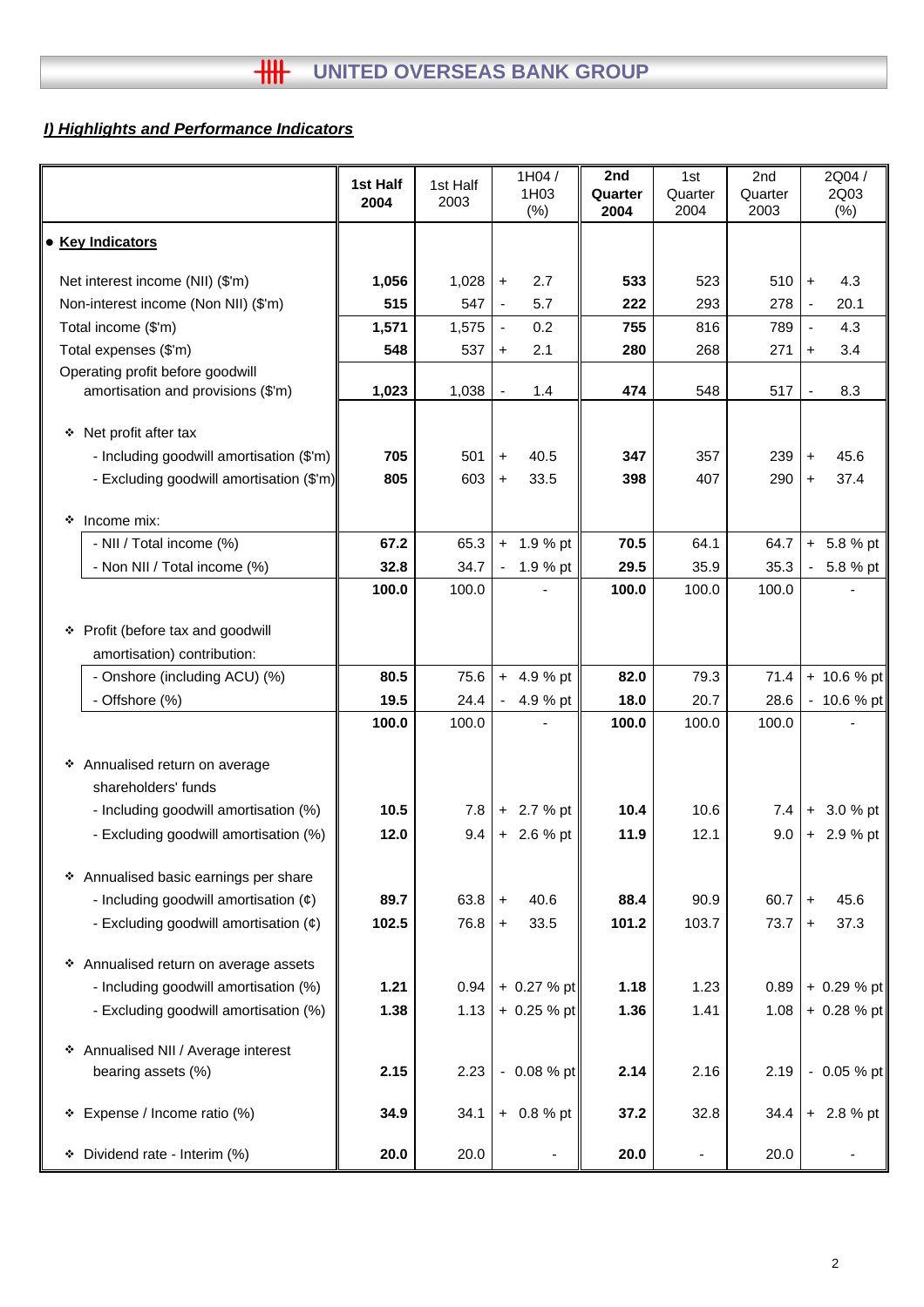## I) Highlights and Performance Indicators

| | 1st Half 2004 | 1st Half 2003 | 1H04 / 1H03 (%) | 2nd Quarter 2004 | 1st Quarter 2004 | 2nd Quarter 2003 | 2Q04 / 2Q03 (%) |
|---|---|---|---|---|---|---|---|
| • **Key Indicators** | | | | | | | |
| Net interest income (NII) ($'m) | **1,056** | 1,028 | + 2.7 | **533** | 523 | 510 | + 4.3 |
| Non-interest income (Non NII) ($'m) | **515** | 547 | - 5.7 | **222** | 293 | 278 | - 20.1 |
| Total income ($'m) | **1,571** | 1,575 | - 0.2 | **755** | 816 | 789 | - 4.3 |
| Total expenses ($'m) | **548** | 537 | + 2.1 | **280** | 268 | 271 | + 3.4 |
| Operating profit before goodwill amortisation and provisions ($'m) | **1,023** | 1,038 | - 1.4 | **474** | 548 | 517 | - 8.3 |
| ❖ Net profit after tax | | | | | | | |
| - Including goodwill amortisation ($'m) | **705** | 501 | + 40.5 | **347** | 357 | 239 | + 45.6 |
| - Excluding goodwill amortisation ($'m) | **805** | 603 | + 33.5 | **398** | 407 | 290 | + 37.4 |
| ❖ Income mix: | | | | | | | |
| - NII / Total income (%) | **67.2** | 65.3 | + 1.9 % pt | **70.5** | 64.1 | 64.7 | + 5.8 % pt |
| - Non NII / Total income (%) | **32.8** | 34.7 | - 1.9 % pt | **29.5** | 35.9 | 35.3 | - 5.8 % pt |
| | **100.0** | 100.0 | - | **100.0** | 100.0 | 100.0 | - |
| ❖ Profit (before tax and goodwill amortisation) contribution: | | | | | | | |
| - Onshore (including ACU) (%) | **80.5** | 75.6 | + 4.9 % pt | **82.0** | 79.3 | 71.4 | + 10.6 % pt |
| - Offshore (%) | **19.5** | 24.4 | - 4.9 % pt | **18.0** | 20.7 | 28.6 | - 10.6 % pt |
| | **100.0** | 100.0 | - | **100.0** | 100.0 | 100.0 | - |
| ❖ Annualised return on average shareholders' funds | | | | | | | |
| - Including goodwill amortisation (%) | **10.5** | 7.8 | + 2.7 % pt | **10.4** | 10.6 | 7.4 | + 3.0 % pt |
| - Excluding goodwill amortisation (%) | **12.0** | 9.4 | + 2.6 % pt | **11.9** | 12.1 | 9.0 | + 2.9 % pt |
| ❖ Annualised basic earnings per share | | | | | | | |
| - Including goodwill amortisation (¢) | **89.7** | 63.8 | + 40.6 | **88.4** | 90.9 | 60.7 | + 45.6 |
| - Excluding goodwill amortisation (¢) | **102.5** | 76.8 | + 33.5 | **101.2** | 103.7 | 73.7 | + 37.3 |
| ❖ Annualised return on average assets | | | | | | | |
| - Including goodwill amortisation (%) | **1.21** | 0.94 | + 0.27 % pt | **1.18** | 1.23 | 0.89 | + 0.29 % pt |
| - Excluding goodwill amortisation (%) | **1.38** | 1.13 | + 0.25 % pt | **1.36** | 1.41 | 1.08 | + 0.28 % pt |
| ❖ Annualised NII / Average interest bearing assets (%) | **2.15** | 2.23 | - 0.08 % pt | **2.14** | 2.16 | 2.19 | - 0.05 % pt |
| ❖ Expense / Income ratio (%) | **34.9** | 34.1 | + 0.8 % pt | **37.2** | 32.8 | 34.4 | + 2.8 % pt |
| ❖ Dividend rate - Interim (%) | **20.0** | 20.0 | - | **20.0** | - | 20.0 | - |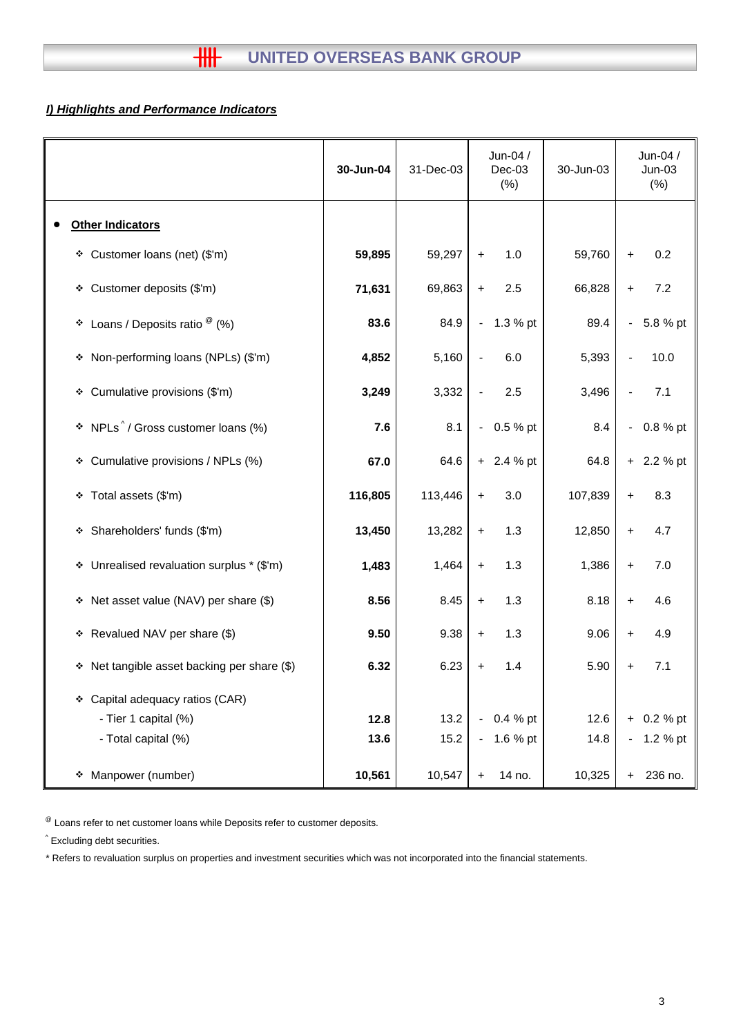## *I) Highlights and Performance Indicators*

| | 30-Jun-04 | 31-Dec-03 | Jun-04 / Dec-03 (%) | 30-Jun-03 | Jun-04 / Jun-03 (%) |
|---|---|---|---|---|---|
| • **Other Indicators** | | | | | |
| ❖ Customer loans (net) ($'m) | **59,895** | 59,297 | + 1.0 | 59,760 | + 0.2 |
| ❖ Customer deposits ($'m) | **71,631** | 69,863 | + 2.5 | 66,828 | + 7.2 |
| ❖ Loans / Deposits ratio [@] (%) | **83.6** | 84.9 | - 1.3 % pt | 89.4 | - 5.8 % pt |
| ❖ Non-performing loans (NPLs) ($'m) | **4,852** | 5,160 | - 6.0 | 5,393 | - 10.0 |
| ❖ Cumulative provisions ($'m) | **3,249** | 3,332 | - 2.5 | 3,496 | - 7.1 |
| ❖ NPLs [^] / Gross customer loans (%) | **7.6** | 8.1 | - 0.5 % pt | 8.4 | - 0.8 % pt |
| ❖ Cumulative provisions / NPLs (%) | **67.0** | 64.6 | + 2.4 % pt | 64.8 | + 2.2 % pt |
| ❖ Total assets ($'m) | **116,805** | 113,446 | + 3.0 | 107,839 | + 8.3 |
| ❖ Shareholders' funds ($'m) | **13,450** | 13,282 | + 1.3 | 12,850 | + 4.7 |
| ❖ Unrealised revaluation surplus * ($'m) | **1,483** | 1,464 | + 1.3 | 1,386 | + 7.0 |
| ❖ Net asset value (NAV) per share ($) | **8.56** | 8.45 | + 1.3 | 8.18 | + 4.6 |
| ❖ Revalued NAV per share ($) | **9.50** | 9.38 | + 1.3 | 9.06 | + 4.9 |
| ❖ Net tangible asset backing per share ($) | **6.32** | 6.23 | + 1.4 | 5.90 | + 7.1 |
| ❖ Capital adequacy ratios (CAR) | | | | | |
| - Tier 1 capital (%) | **12.8** | 13.2 | - 0.4 % pt | 12.6 | + 0.2 % pt |
| - Total capital (%) | **13.6** | 15.2 | - 1.6 % pt | 14.8 | - 1.2 % pt |
| ❖ Manpower (number) | **10,561** | 10,547 | + 14 no. | 10,325 | + 236 no. |

[@] Loans refer to net customer loans while Deposits refer to customer deposits.

[^] Excluding debt securities.

* Refers to revaluation surplus on properties and investment securities which was not incorporated into the financial statements.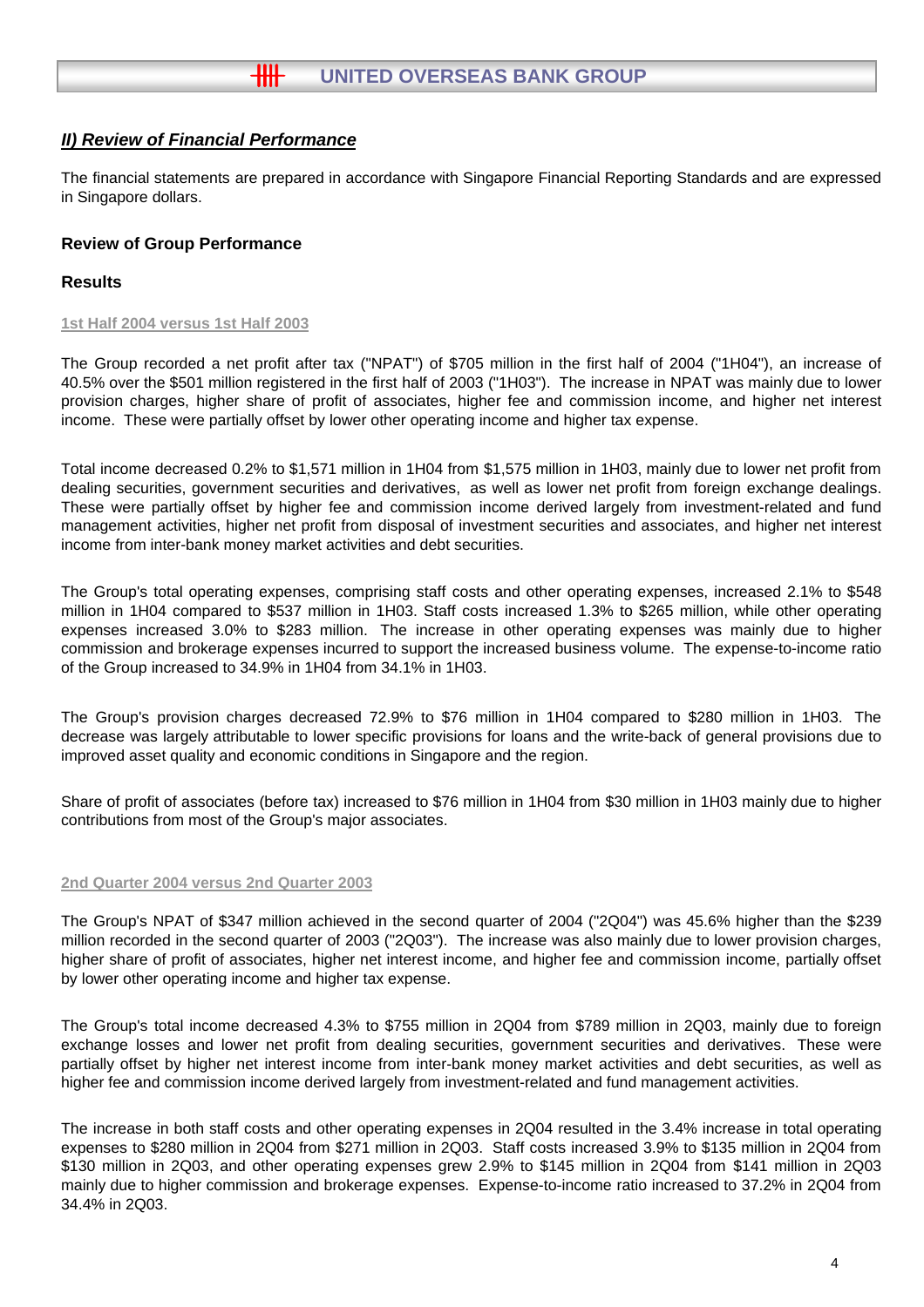## *II) Review of Financial Performance*

The financial statements are prepared in accordance with Singapore Financial Reporting Standards and are expressed in Singapore dollars.

### Review of Group Performance

### Results

#### 1st Half 2004 versus 1st Half 2003

The Group recorded a net profit after tax ("NPAT") of $705 million in the first half of 2004 ("1H04"), an increase of 40.5% over the $501 million registered in the first half of 2003 ("1H03"). The increase in NPAT was mainly due to lower provision charges, higher share of profit of associates, higher fee and commission income, and higher net interest income. These were partially offset by lower other operating income and higher tax expense.

Total income decreased 0.2% to $1,571 million in 1H04 from $1,575 million in 1H03, mainly due to lower net profit from dealing securities, government securities and derivatives, as well as lower net profit from foreign exchange dealings. These were partially offset by higher fee and commission income derived largely from investment-related and fund management activities, higher net profit from disposal of investment securities and associates, and higher net interest income from inter-bank money market activities and debt securities.

The Group's total operating expenses, comprising staff costs and other operating expenses, increased 2.1% to $548 million in 1H04 compared to $537 million in 1H03. Staff costs increased 1.3% to $265 million, while other operating expenses increased 3.0% to $283 million. The increase in other operating expenses was mainly due to higher commission and brokerage expenses incurred to support the increased business volume. The expense-to-income ratio of the Group increased to 34.9% in 1H04 from 34.1% in 1H03.

The Group's provision charges decreased 72.9% to $76 million in 1H04 compared to $280 million in 1H03. The decrease was largely attributable to lower specific provisions for loans and the write-back of general provisions due to improved asset quality and economic conditions in Singapore and the region.

Share of profit of associates (before tax) increased to $76 million in 1H04 from $30 million in 1H03 mainly due to higher contributions from most of the Group's major associates.

#### 2nd Quarter 2004 versus 2nd Quarter 2003

The Group's NPAT of $347 million achieved in the second quarter of 2004 ("2Q04") was 45.6% higher than the $239 million recorded in the second quarter of 2003 ("2Q03"). The increase was also mainly due to lower provision charges, higher share of profit of associates, higher net interest income, and higher fee and commission income, partially offset by lower other operating income and higher tax expense.

The Group's total income decreased 4.3% to $755 million in 2Q04 from $789 million in 2Q03, mainly due to foreign exchange losses and lower net profit from dealing securities, government securities and derivatives. These were partially offset by higher net interest income from inter-bank money market activities and debt securities, as well as higher fee and commission income derived largely from investment-related and fund management activities.

The increase in both staff costs and other operating expenses in 2Q04 resulted in the 3.4% increase in total operating expenses to $280 million in 2Q04 from $271 million in 2Q03. Staff costs increased 3.9% to $135 million in 2Q04 from $130 million in 2Q03, and other operating expenses grew 2.9% to $145 million in 2Q04 from $141 million in 2Q03 mainly due to higher commission and brokerage expenses. Expense-to-income ratio increased to 37.2% in 2Q04 from 34.4% in 2Q03.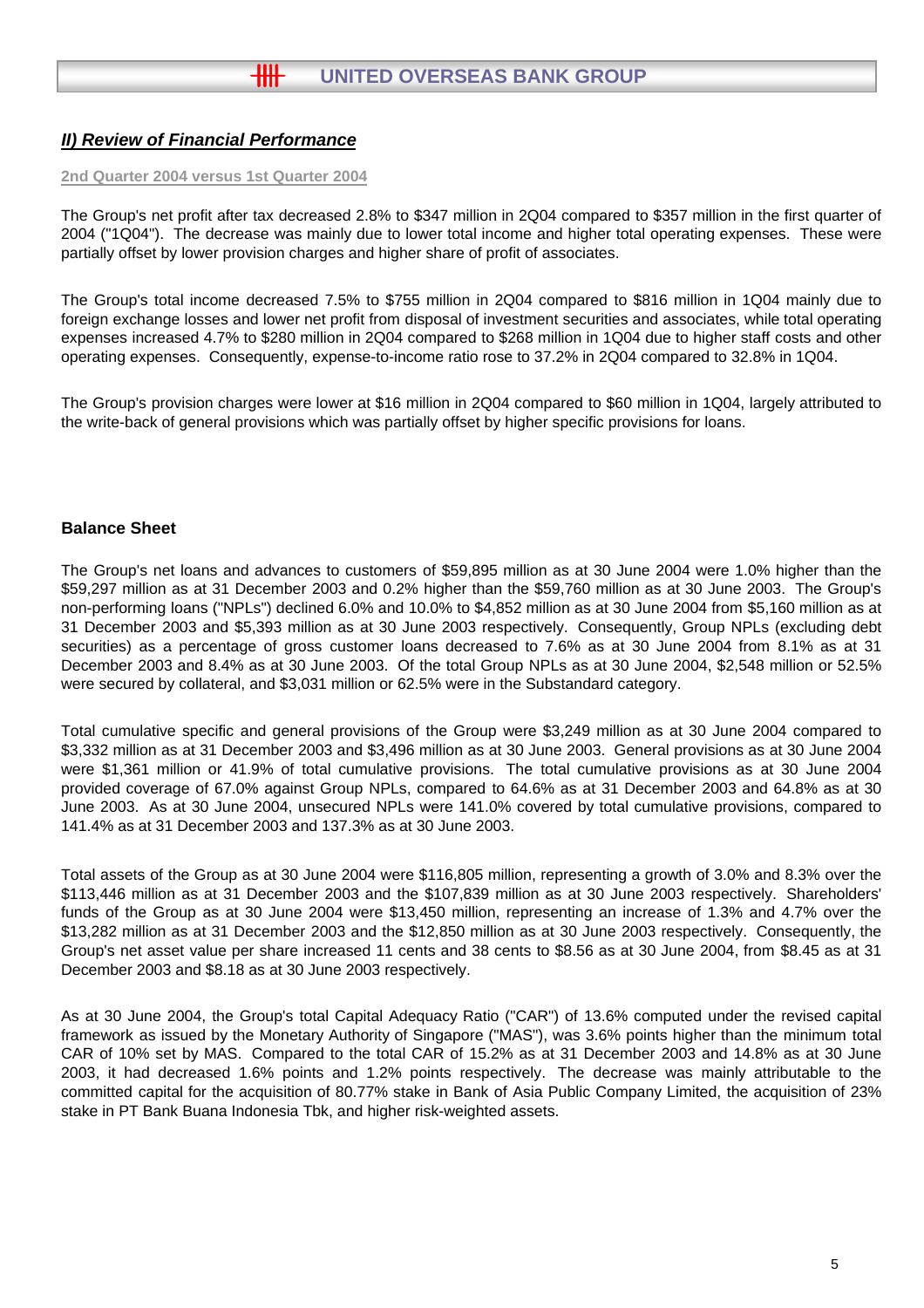## *II) Review of Financial Performance*

### 2nd Quarter 2004 versus 1st Quarter 2004

The Group's net profit after tax decreased 2.8% to $347 million in 2Q04 compared to $357 million in the first quarter of 2004 ("1Q04"). The decrease was mainly due to lower total income and higher total operating expenses. These were partially offset by lower provision charges and higher share of profit of associates.

The Group's total income decreased 7.5% to $755 million in 2Q04 compared to $816 million in 1Q04 mainly due to foreign exchange losses and lower net profit from disposal of investment securities and associates, while total operating expenses increased 4.7% to $280 million in 2Q04 compared to $268 million in 1Q04 due to higher staff costs and other operating expenses. Consequently, expense-to-income ratio rose to 37.2% in 2Q04 compared to 32.8% in 1Q04.

The Group's provision charges were lower at $16 million in 2Q04 compared to $60 million in 1Q04, largely attributed to the write-back of general provisions which was partially offset by higher specific provisions for loans.

### Balance Sheet

The Group's net loans and advances to customers of $59,895 million as at 30 June 2004 were 1.0% higher than the $59,297 million as at 31 December 2003 and 0.2% higher than the $59,760 million as at 30 June 2003. The Group's non-performing loans ("NPLs") declined 6.0% and 10.0% to $4,852 million as at 30 June 2004 from $5,160 million as at 31 December 2003 and $5,393 million as at 30 June 2003 respectively. Consequently, Group NPLs (excluding debt securities) as a percentage of gross customer loans decreased to 7.6% as at 30 June 2004 from 8.1% as at 31 December 2003 and 8.4% as at 30 June 2003. Of the total Group NPLs as at 30 June 2004, $2,548 million or 52.5% were secured by collateral, and $3,031 million or 62.5% were in the Substandard category.

Total cumulative specific and general provisions of the Group were $3,249 million as at 30 June 2004 compared to $3,332 million as at 31 December 2003 and $3,496 million as at 30 June 2003. General provisions as at 30 June 2004 were $1,361 million or 41.9% of total cumulative provisions. The total cumulative provisions as at 30 June 2004 provided coverage of 67.0% against Group NPLs, compared to 64.6% as at 31 December 2003 and 64.8% as at 30 June 2003. As at 30 June 2004, unsecured NPLs were 141.0% covered by total cumulative provisions, compared to 141.4% as at 31 December 2003 and 137.3% as at 30 June 2003.

Total assets of the Group as at 30 June 2004 were $116,805 million, representing a growth of 3.0% and 8.3% over the $113,446 million as at 31 December 2003 and the $107,839 million as at 30 June 2003 respectively. Shareholders' funds of the Group as at 30 June 2004 were $13,450 million, representing an increase of 1.3% and 4.7% over the $13,282 million as at 31 December 2003 and the $12,850 million as at 30 June 2003 respectively. Consequently, the Group's net asset value per share increased 11 cents and 38 cents to $8.56 as at 30 June 2004, from $8.45 as at 31 December 2003 and $8.18 as at 30 June 2003 respectively.

As at 30 June 2004, the Group's total Capital Adequacy Ratio ("CAR") of 13.6% computed under the revised capital framework as issued by the Monetary Authority of Singapore ("MAS"), was 3.6% points higher than the minimum total CAR of 10% set by MAS. Compared to the total CAR of 15.2% as at 31 December 2003 and 14.8% as at 30 June 2003, it had decreased 1.6% points and 1.2% points respectively. The decrease was mainly attributable to the committed capital for the acquisition of 80.77% stake in Bank of Asia Public Company Limited, the acquisition of 23% stake in PT Bank Buana Indonesia Tbk, and higher risk-weighted assets.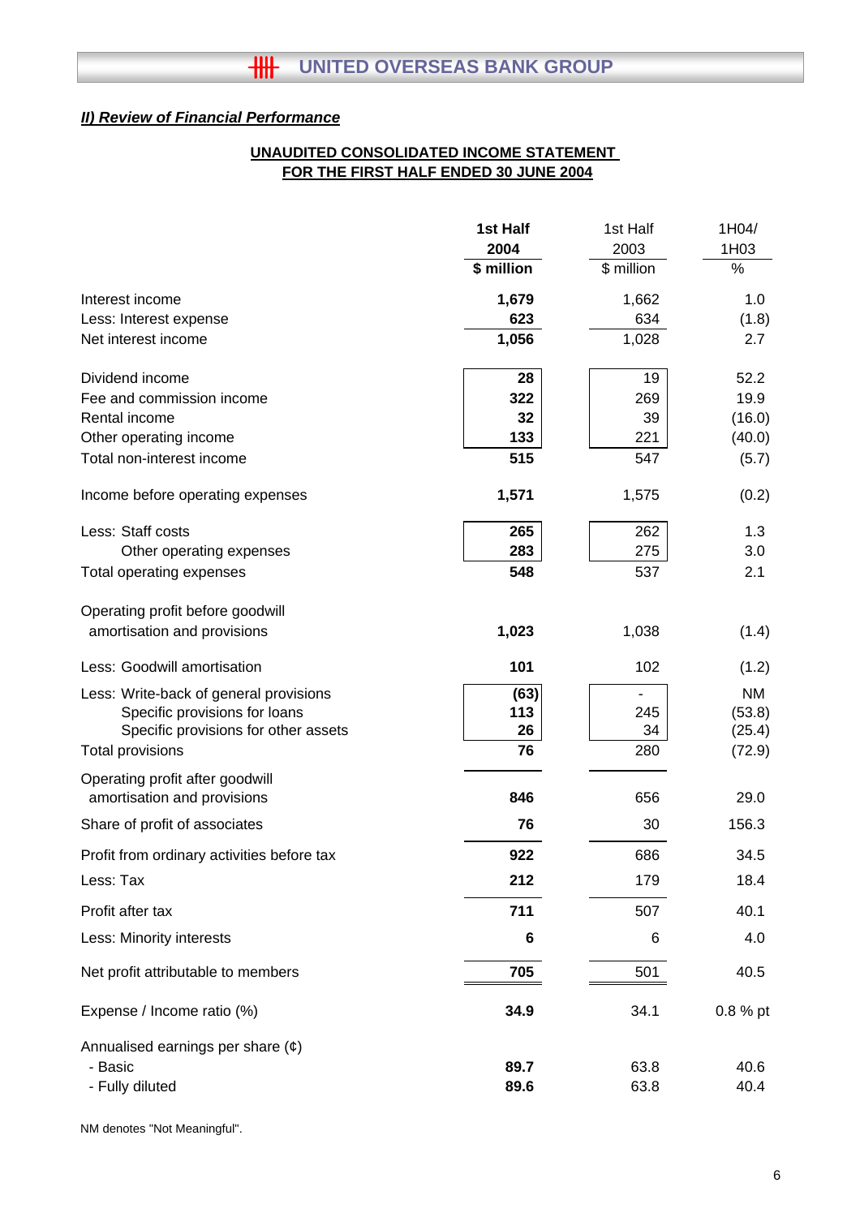***II) Review of Financial Performance***

**UNAUDITED CONSOLIDATED INCOME STATEMENT**
**FOR THE FIRST HALF ENDED 30 JUNE 2004**

| | **1st Half 2004** | 1st Half 2003 | 1H04/ 1H03 |
|---|---|---|---|
| | **$ million** | $ million | % |
| Interest income | **1,679** | 1,662 | 1.0 |
| Less: Interest expense | **623** | 634 | (1.8) |
| Net interest income | **1,056** | 1,028 | 2.7 |
| | | | |
| Dividend income | **28** | 19 | 52.2 |
| Fee and commission income | **322** | 269 | 19.9 |
| Rental income | **32** | 39 | (16.0) |
| Other operating income | **133** | 221 | (40.0) |
| Total non-interest income | **515** | 547 | (5.7) |
| | | | |
| Income before operating expenses | **1,571** | 1,575 | (0.2) |
| | | | |
| Less: Staff costs | **265** | 262 | 1.3 |
| Other operating expenses | **283** | 275 | 3.0 |
| Total operating expenses | **548** | 537 | 2.1 |
| | | | |
| Operating profit before goodwill amortisation and provisions | **1,023** | 1,038 | (1.4) |
| | | | |
| Less: Goodwill amortisation | **101** | 102 | (1.2) |
| | | | |
| Less: Write-back of general provisions | **(63)** | - | NM |
| Specific provisions for loans | **113** | 245 | (53.8) |
| Specific provisions for other assets | **26** | 34 | (25.4) |
| Total provisions | **76** | 280 | (72.9) |
| | | | |
| Operating profit after goodwill amortisation and provisions | **846** | 656 | 29.0 |
| Share of profit of associates | **76** | 30 | 156.3 |
| | | | |
| Profit from ordinary activities before tax | **922** | 686 | 34.5 |
| Less: Tax | **212** | 179 | 18.4 |
| | | | |
| Profit after tax | **711** | 507 | 40.1 |
| Less: Minority interests | **6** | 6 | 4.0 |
| | | | |
| Net profit attributable to members | **705** | 501 | 40.5 |
| | | | |
| Expense / Income ratio (%) | **34.9** | 34.1 | 0.8 % pt |
| | | | |
| Annualised earnings per share (¢) | | | |
| - Basic | **89.7** | 63.8 | 40.6 |
| - Fully diluted | **89.6** | 63.8 | 40.4 |

NM denotes "Not Meaningful".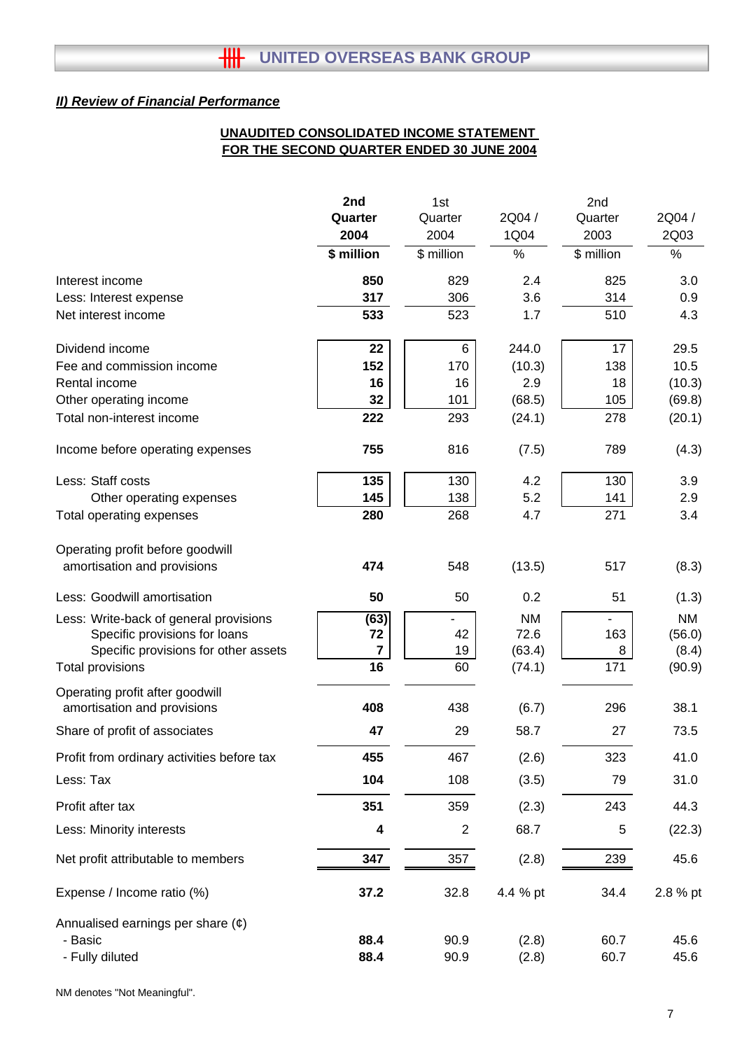## II) Review of Financial Performance

**UNAUDITED CONSOLIDATED INCOME STATEMENT**
**FOR THE SECOND QUARTER ENDED 30 JUNE 2004**

| | **2nd Quarter 2004** | 1st Quarter 2004 | 2Q04 / 1Q04 | 2nd Quarter 2003 | 2Q04 / 2Q03 |
|---|---|---|---|---|---|
| | **$ million** | $ million | % | $ million | % |
| Interest income | **850** | 829 | 2.4 | 825 | 3.0 |
| Less: Interest expense | **317** | 306 | 3.6 | 314 | 0.9 |
| Net interest income | **533** | 523 | 1.7 | 510 | 4.3 |
| Dividend income | **22** | 6 | 244.0 | 17 | 29.5 |
| Fee and commission income | **152** | 170 | (10.3) | 138 | 10.5 |
| Rental income | **16** | 16 | 2.9 | 18 | (10.3) |
| Other operating income | **32** | 101 | (68.5) | 105 | (69.8) |
| Total non-interest income | **222** | 293 | (24.1) | 278 | (20.1) |
| Income before operating expenses | **755** | 816 | (7.5) | 789 | (4.3) |
| Less: Staff costs | **135** | 130 | 4.2 | 130 | 3.9 |
| Other operating expenses | **145** | 138 | 5.2 | 141 | 2.9 |
| Total operating expenses | **280** | 268 | 4.7 | 271 | 3.4 |
| Operating profit before goodwill amortisation and provisions | **474** | 548 | (13.5) | 517 | (8.3) |
| Less: Goodwill amortisation | **50** | 50 | 0.2 | 51 | (1.3) |
| Less: Write-back of general provisions | **(63)** | - | NM | - | NM |
| Specific provisions for loans | **72** | 42 | 72.6 | 163 | (56.0) |
| Specific provisions for other assets | **7** | 19 | (63.4) | 8 | (8.4) |
| Total provisions | **16** | 60 | (74.1) | 171 | (90.9) |
| Operating profit after goodwill amortisation and provisions | **408** | 438 | (6.7) | 296 | 38.1 |
| Share of profit of associates | **47** | 29 | 58.7 | 27 | 73.5 |
| Profit from ordinary activities before tax | **455** | 467 | (2.6) | 323 | 41.0 |
| Less: Tax | **104** | 108 | (3.5) | 79 | 31.0 |
| Profit after tax | **351** | 359 | (2.3) | 243 | 44.3 |
| Less: Minority interests | **4** | 2 | 68.7 | 5 | (22.3) |
| Net profit attributable to members | **347** | 357 | (2.8) | 239 | 45.6 |
| Expense / Income ratio (%) | **37.2** | 32.8 | 4.4 % pt | 34.4 | 2.8 % pt |
| Annualised earnings per share (¢) | | | | | |
| - Basic | **88.4** | 90.9 | (2.8) | 60.7 | 45.6 |
| - Fully diluted | **88.4** | 90.9 | (2.8) | 60.7 | 45.6 |

NM denotes "Not Meaningful".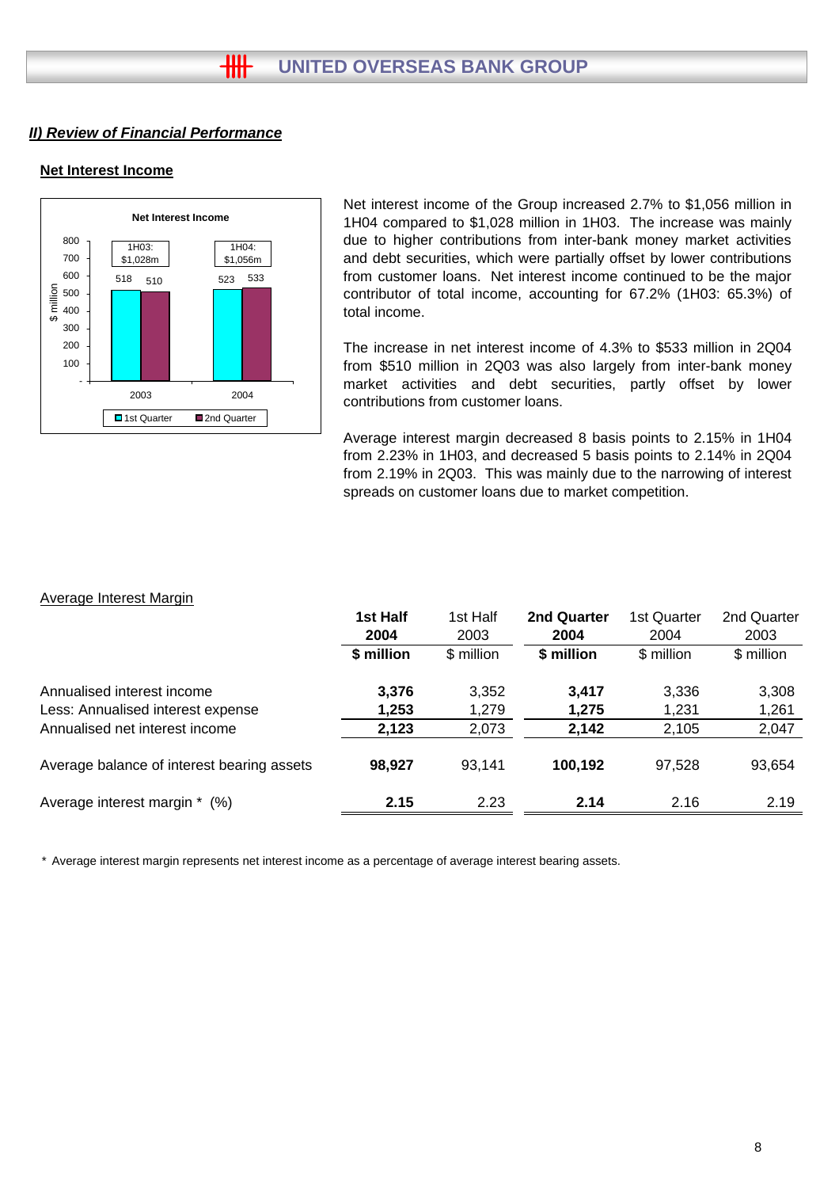## *II) Review of Financial Performance*

### Net Interest Income

Net interest income of the Group increased 2.7% to $1,056 million in 1H04 compared to $1,028 million in 1H03. The increase was mainly due to higher contributions from inter-bank money market activities and debt securities, which were partially offset by lower contributions from customer loans. Net interest income continued to be the major contributor of total income, accounting for 67.2% (1H03: 65.3%) of total income.

The increase in net interest income of 4.3% to $533 million in 2Q04 from $510 million in 2Q03 was also largely from inter-bank money market activities and debt securities, partly offset by lower contributions from customer loans.

Average interest margin decreased 8 basis points to 2.15% in 1H04 from 2.23% in 1H03, and decreased 5 basis points to 2.14% in 2Q04 from 2.19% in 2Q03. This was mainly due to the narrowing of interest spreads on customer loans due to market competition.

**Net Interest Income**

| $ million | 1st Quarter | 2nd Quarter | Half-year total |
|---|---|---|---|
| 2003 | 518 | 510 | 1H03: $1,028m |
| 2004 | 523 | 533 | 1H04: $1,056m |

Average Interest Margin

| | 1st Half 2004 | 1st Half 2003 | 2nd Quarter 2004 | 1st Quarter 2004 | 2nd Quarter 2003 |
|---|---|---|---|---|---|
| | **$ million** | $ million | **$ million** | $ million | $ million |
| Annualised interest income | **3,376** | 3,352 | **3,417** | 3,336 | 3,308 |
| Less: Annualised interest expense | **1,253** | 1,279 | **1,275** | 1,231 | 1,261 |
| Annualised net interest income | **2,123** | 2,073 | **2,142** | 2,105 | 2,047 |
| Average balance of interest bearing assets | **98,927** | 93,141 | **100,192** | 97,528 | 93,654 |
| Average interest margin * (%) | **2.15** | 2.23 | **2.14** | 2.16 | 2.19 |

\* Average interest margin represents net interest income as a percentage of average interest bearing assets.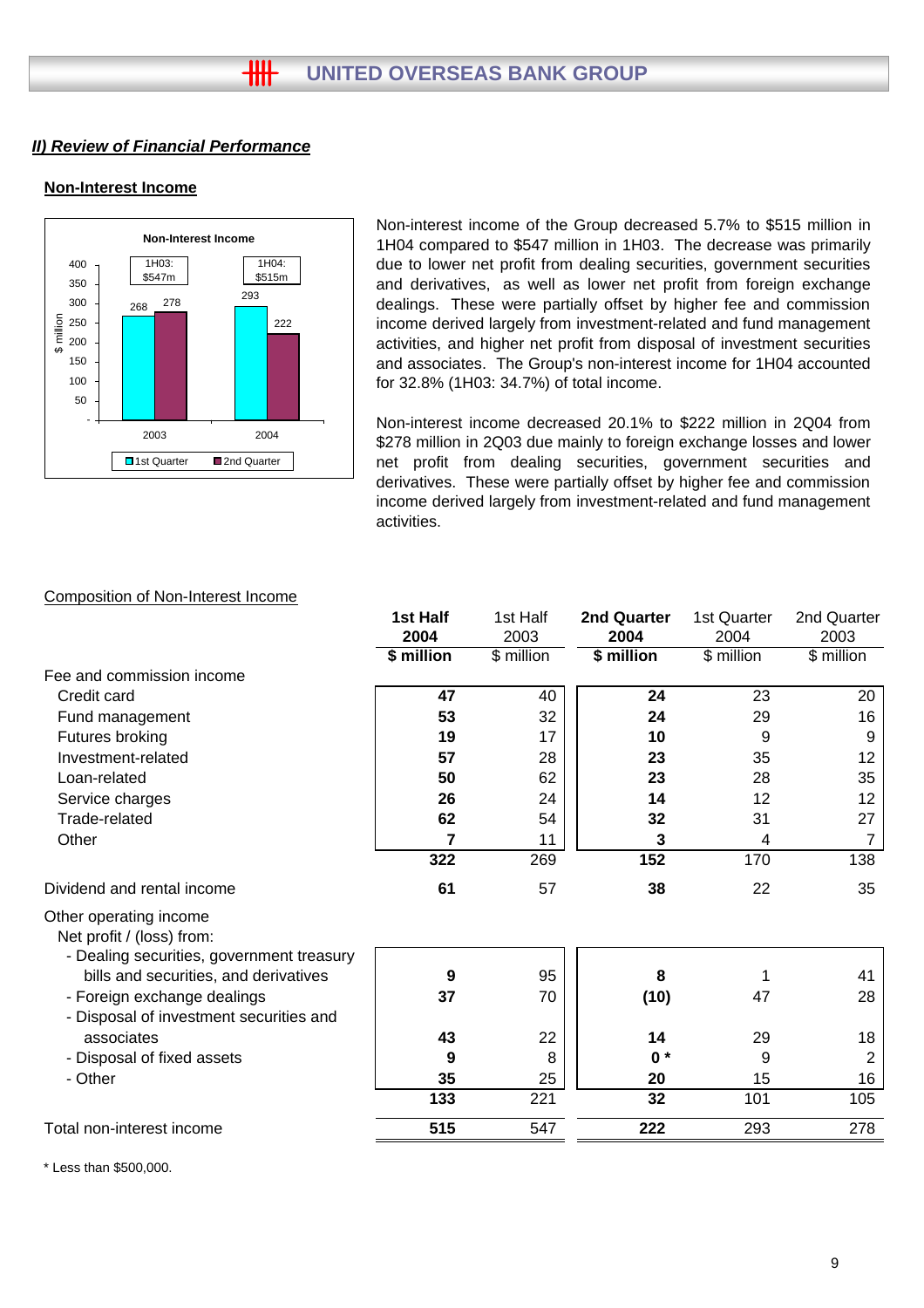## II) Review of Financial Performance

### Non-Interest Income

Non-Interest Income

| | 1st Quarter | 2nd Quarter |
|---|---|---|
| 2003 (1H03: $547m) | 268 | 278 |
| 2004 (1H04: $515m) | 293 | 222 |

Non-interest income of the Group decreased 5.7% to $515 million in 1H04 compared to $547 million in 1H03. The decrease was primarily due to lower net profit from dealing securities, government securities and derivatives, as well as lower net profit from foreign exchange dealings. These were partially offset by higher fee and commission income derived largely from investment-related and fund management activities, and higher net profit from disposal of investment securities and associates. The Group's non-interest income for 1H04 accounted for 32.8% (1H03: 34.7%) of total income.

Non-interest income decreased 20.1% to $222 million in 2Q04 from $278 million in 2Q03 due mainly to foreign exchange losses and lower net profit from dealing securities, government securities and derivatives. These were partially offset by higher fee and commission income derived largely from investment-related and fund management activities.

Composition of Non-Interest Income

| | **1st Half 2004** | 1st Half 2003 | **2nd Quarter 2004** | 1st Quarter 2004 | 2nd Quarter 2003 |
|---|---|---|---|---|---|
| | **$ million** | $ million | **$ million** | $ million | $ million |
| Fee and commission income | | | | | |
| Credit card | **47** | 40 | **24** | 23 | 20 |
| Fund management | **53** | 32 | **24** | 29 | 16 |
| Futures broking | **19** | 17 | **10** | 9 | 9 |
| Investment-related | **57** | 28 | **23** | 35 | 12 |
| Loan-related | **50** | 62 | **23** | 28 | 35 |
| Service charges | **26** | 24 | **14** | 12 | 12 |
| Trade-related | **62** | 54 | **32** | 31 | 27 |
| Other | **7** | 11 | **3** | 4 | 7 |
| | **322** | 269 | **152** | 170 | 138 |
| Dividend and rental income | **61** | 57 | **38** | 22 | 35 |
| Other operating income | | | | | |
| Net profit / (loss) from: | | | | | |
| - Dealing securities, government treasury bills and securities, and derivatives | **9** | 95 | **8** | 1 | 41 |
| - Foreign exchange dealings | **37** | 70 | **(10)** | 47 | 28 |
| - Disposal of investment securities and associates | **43** | 22 | **14** | 29 | 18 |
| - Disposal of fixed assets | **9** | 8 | **0 *** | 9 | 2 |
| - Other | **35** | 25 | **20** | 15 | 16 |
| | **133** | 221 | **32** | 101 | 105 |
| Total non-interest income | **515** | 547 | **222** | 293 | 278 |

* Less than $500,000.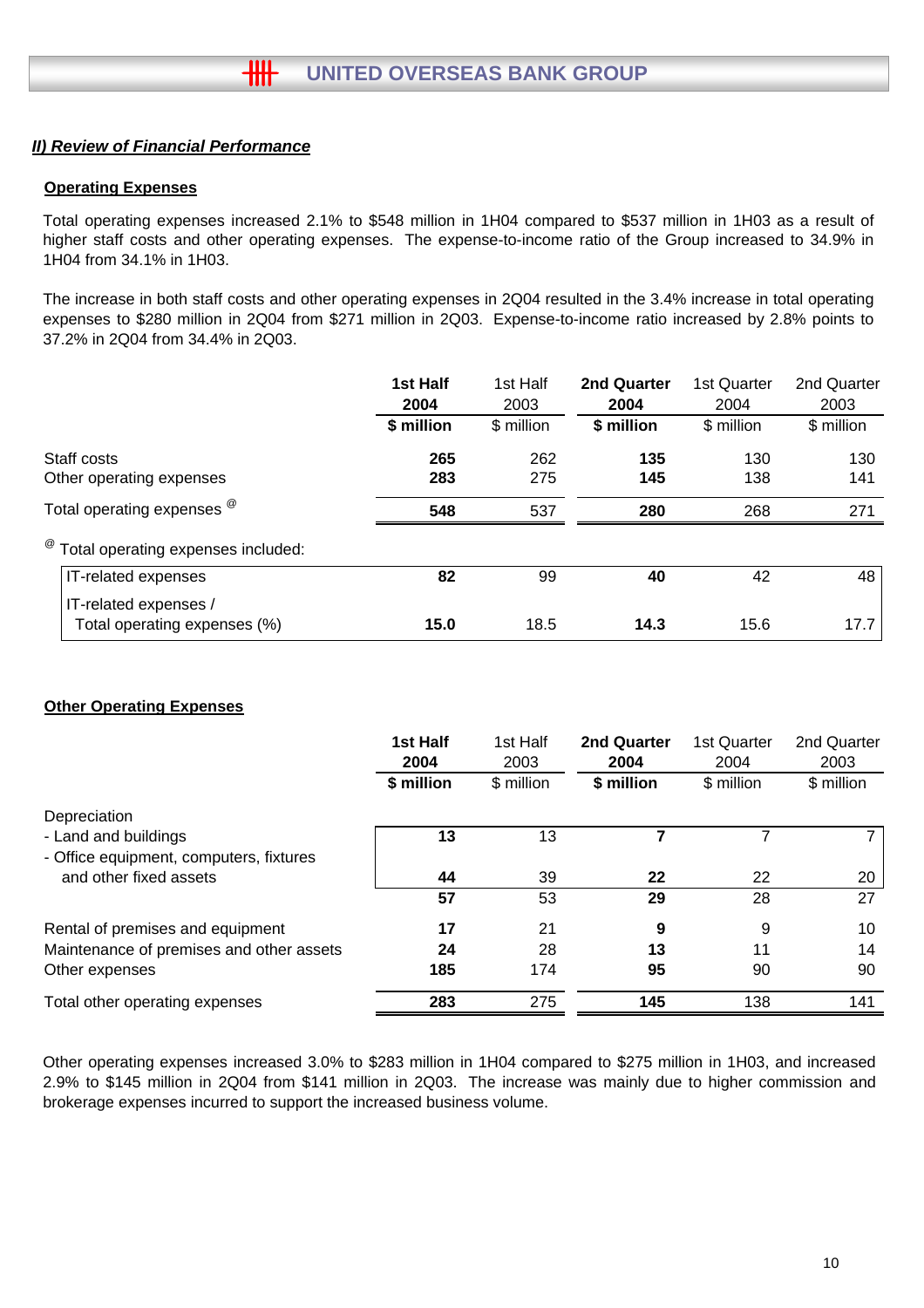## II) Review of Financial Performance

### Operating Expenses

Total operating expenses increased 2.1% to $548 million in 1H04 compared to $537 million in 1H03 as a result of higher staff costs and other operating expenses. The expense-to-income ratio of the Group increased to 34.9% in 1H04 from 34.1% in 1H03.

The increase in both staff costs and other operating expenses in 2Q04 resulted in the 3.4% increase in total operating expenses to $280 million in 2Q04 from $271 million in 2Q03. Expense-to-income ratio increased by 2.8% points to 37.2% in 2Q04 from 34.4% in 2Q03.

| | **1st Half 2004** | 1st Half 2003 | **2nd Quarter 2004** | 1st Quarter 2004 | 2nd Quarter 2003 |
|---|---|---|---|---|---|
| | **$ million** | $ million | **$ million** | $ million | $ million |
| Staff costs | **265** | 262 | **135** | 130 | 130 |
| Other operating expenses | **283** | 275 | **145** | 138 | 141 |
| Total operating expenses @ | **548** | 537 | **280** | 268 | 271 |
| @ Total operating expenses included: | | | | | |
| IT-related expenses | **82** | 99 | **40** | 42 | 48 |
| IT-related expenses / Total operating expenses (%) | **15.0** | 18.5 | **14.3** | 15.6 | 17.7 |

### Other Operating Expenses

| | **1st Half 2004** | 1st Half 2003 | **2nd Quarter 2004** | 1st Quarter 2004 | 2nd Quarter 2003 |
|---|---|---|---|---|---|
| | **$ million** | $ million | **$ million** | $ million | $ million |
| Depreciation | | | | | |
| - Land and buildings | **13** | 13 | **7** | 7 | 7 |
| - Office equipment, computers, fixtures and other fixed assets | **44** | 39 | **22** | 22 | 20 |
| | **57** | 53 | **29** | 28 | 27 |
| Rental of premises and equipment | **17** | 21 | **9** | 9 | 10 |
| Maintenance of premises and other assets | **24** | 28 | **13** | 11 | 14 |
| Other expenses | **185** | 174 | **95** | 90 | 90 |
| Total other operating expenses | **283** | 275 | **145** | 138 | 141 |

Other operating expenses increased 3.0% to $283 million in 1H04 compared to $275 million in 1H03, and increased 2.9% to $145 million in 2Q04 from $141 million in 2Q03. The increase was mainly due to higher commission and brokerage expenses incurred to support the increased business volume.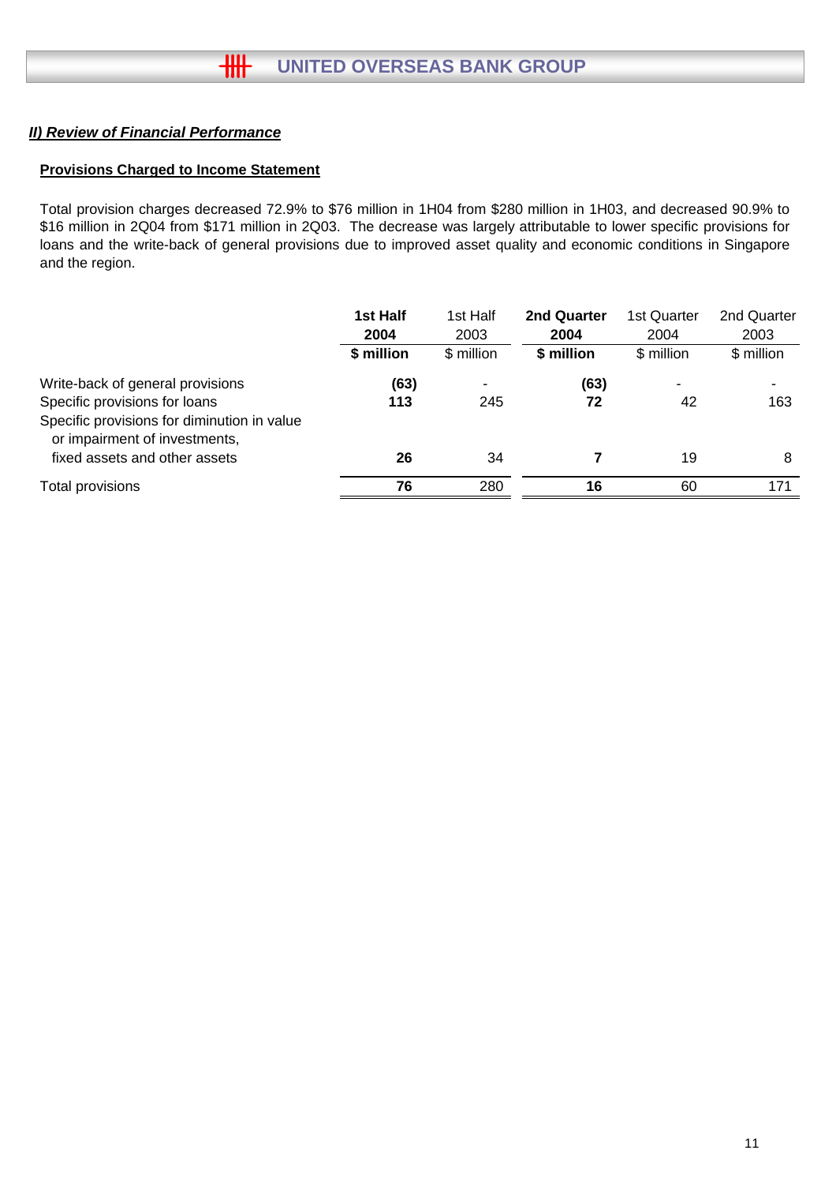## II) Review of Financial Performance

### Provisions Charged to Income Statement

Total provision charges decreased 72.9% to $76 million in 1H04 from $280 million in 1H03, and decreased 90.9% to $16 million in 2Q04 from $171 million in 2Q03. The decrease was largely attributable to lower specific provisions for loans and the write-back of general provisions due to improved asset quality and economic conditions in Singapore and the region.

| | **1st Half 2004** | 1st Half 2003 | **2nd Quarter 2004** | 1st Quarter 2004 | 2nd Quarter 2003 |
|---|---|---|---|---|---|
| | **$ million** | $ million | **$ million** | $ million | $ million |
| Write-back of general provisions | **(63)** | - | **(63)** | - | - |
| Specific provisions for loans | **113** | 245 | **72** | 42 | 163 |
| Specific provisions for diminution in value or impairment of investments, fixed assets and other assets | **26** | 34 | **7** | 19 | 8 |
| Total provisions | **76** | 280 | **16** | 60 | 171 |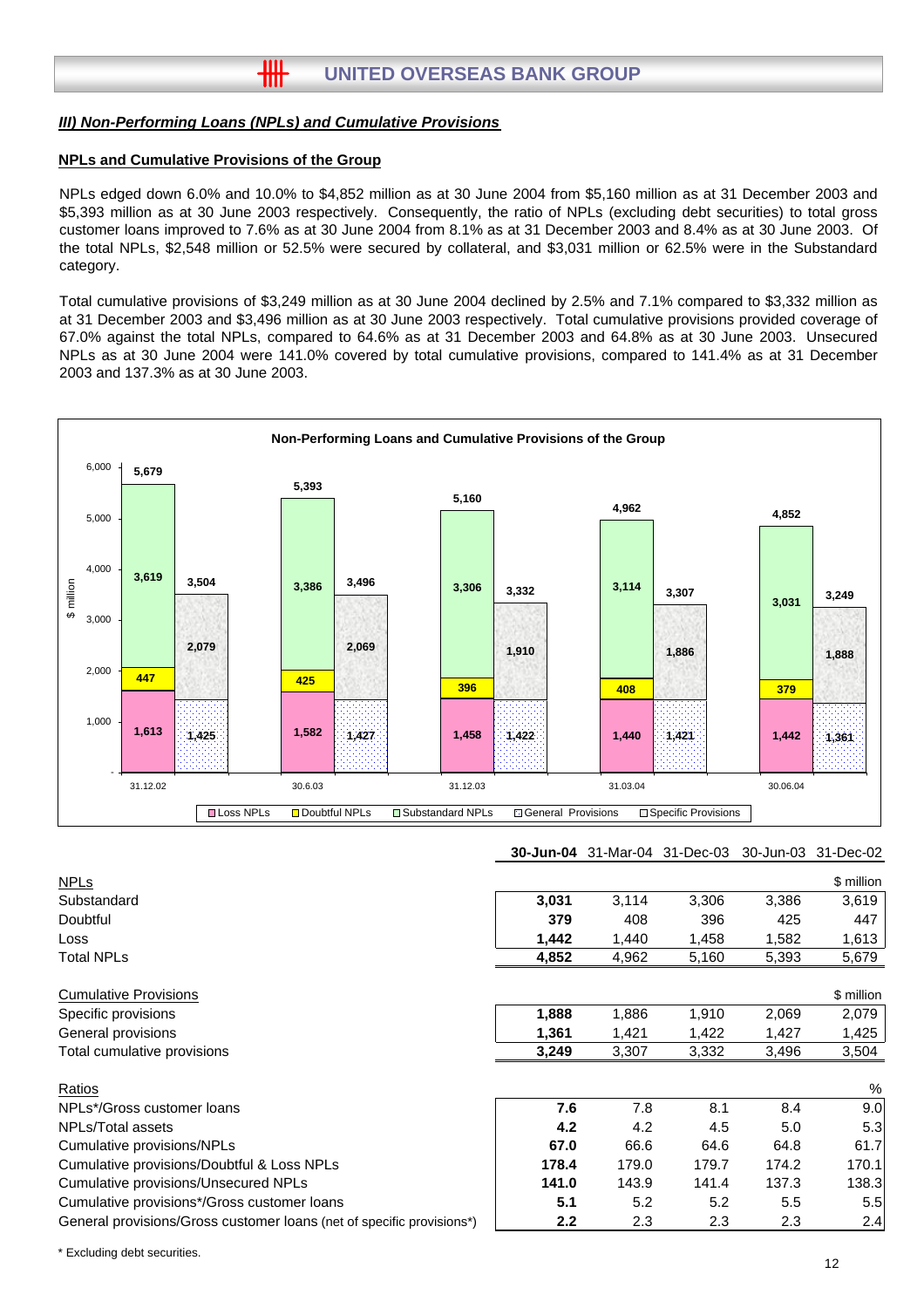### *III) Non-Performing Loans (NPLs) and Cumulative Provisions*

**NPLs and Cumulative Provisions of the Group**

NPLs edged down 6.0% and 10.0% to $4,852 million as at 30 June 2004 from $5,160 million as at 31 December 2003 and $5,393 million as at 30 June 2003 respectively. Consequently, the ratio of NPLs (excluding debt securities) to total gross customer loans improved to 7.6% as at 30 June 2004 from 8.1% as at 31 December 2003 and 8.4% as at 30 June 2003. Of the total NPLs, $2,548 million or 52.5% were secured by collateral, and $3,031 million or 62.5% were in the Substandard category.

Total cumulative provisions of $3,249 million as at 30 June 2004 declined by 2.5% and 7.1% compared to $3,332 million as at 31 December 2003 and $3,496 million as at 30 June 2003 respectively. Total cumulative provisions provided coverage of 67.0% against the total NPLs, compared to 64.6% as at 31 December 2003 and 64.8% as at 30 June 2003. Unsecured NPLs as at 30 June 2004 were 141.0% covered by total cumulative provisions, compared to 141.4% as at 31 December 2003 and 137.3% as at 30 June 2003.

**Non-Performing Loans and Cumulative Provisions of the Group**

| $ million | 31.12.02 | 30.6.03 | 31.12.03 | 31.03.04 | 30.06.04 |
|---|---|---|---|---|---|
| Loss NPLs | 1,613 | 1,582 | 1,458 | 1,440 | 1,442 |
| Doubtful NPLs | 447 | 425 | 396 | 408 | 379 |
| Substandard NPLs | 3,619 | 3,386 | 3,306 | 3,114 | 3,031 |
| Total NPLs | 5,679 | 5,393 | 5,160 | 4,962 | 4,852 |
| General Provisions | 1,425 | 1,427 | 1,422 | 1,421 | 1,361 |
| Specific Provisions | 2,079 | 2,069 | 1,910 | 1,886 | 1,888 |
| Total Provisions | 3,504 | 3,496 | 3,332 | 3,307 | 3,249 |

| | **30-Jun-04** | 31-Mar-04 | 31-Dec-03 | 30-Jun-03 | 31-Dec-02 |
|---|---|---|---|---|---|
| NPLs | | | | | $ million |
| Substandard | **3,031** | 3,114 | 3,306 | 3,386 | 3,619 |
| Doubtful | **379** | 408 | 396 | 425 | 447 |
| Loss | **1,442** | 1,440 | 1,458 | 1,582 | 1,613 |
| Total NPLs | **4,852** | 4,962 | 5,160 | 5,393 | 5,679 |
| Cumulative Provisions | | | | | $ million |
| Specific provisions | **1,888** | 1,886 | 1,910 | 2,069 | 2,079 |
| General provisions | **1,361** | 1,421 | 1,422 | 1,427 | 1,425 |
| Total cumulative provisions | **3,249** | 3,307 | 3,332 | 3,496 | 3,504 |
| Ratios | | | | | % |
| NPLs*/Gross customer loans | **7.6** | 7.8 | 8.1 | 8.4 | 9.0 |
| NPLs/Total assets | **4.2** | 4.2 | 4.5 | 5.0 | 5.3 |
| Cumulative provisions/NPLs | **67.0** | 66.6 | 64.6 | 64.8 | 61.7 |
| Cumulative provisions/Doubtful & Loss NPLs | **178.4** | 179.0 | 179.7 | 174.2 | 170.1 |
| Cumulative provisions/Unsecured NPLs | **141.0** | 143.9 | 141.4 | 137.3 | 138.3 |
| Cumulative provisions*/Gross customer loans | **5.1** | 5.2 | 5.2 | 5.5 | 5.5 |
| General provisions/Gross customer loans (net of specific provisions*) | **2.2** | 2.3 | 2.3 | 2.3 | 2.4 |

\* Excluding debt securities.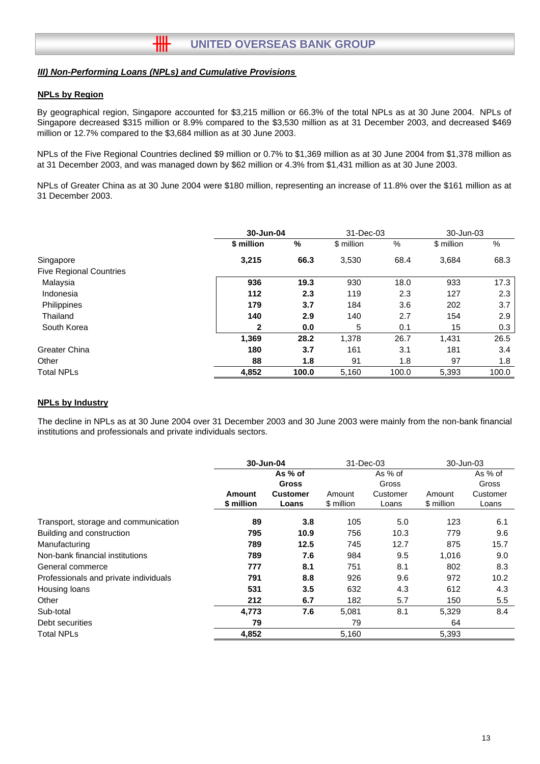### *III) Non-Performing Loans (NPLs) and Cumulative Provisions*

#### NPLs by Region

By geographical region, Singapore accounted for $3,215 million or 66.3% of the total NPLs as at 30 June 2004. NPLs of Singapore decreased $315 million or 8.9% compared to the $3,530 million as at 31 December 2003, and decreased $469 million or 12.7% compared to the $3,684 million as at 30 June 2003.

NPLs of the Five Regional Countries declined $9 million or 0.7% to $1,369 million as at 30 June 2004 from $1,378 million as at 31 December 2003, and was managed down by $62 million or 4.3% from $1,431 million as at 30 June 2003.

NPLs of Greater China as at 30 June 2004 were $180 million, representing an increase of 11.8% over the $161 million as at 31 December 2003.

| | **30-Jun-04** | | 31-Dec-03 | | 30-Jun-03 | |
|---|---|---|---|---|---|---|
| | **$ million** | **%** | $ million | % | $ million | % |
| Singapore | **3,215** | **66.3** | 3,530 | 68.4 | 3,684 | 68.3 |
| Five Regional Countries | | | | | | |
| Malaysia | **936** | **19.3** | 930 | 18.0 | 933 | 17.3 |
| Indonesia | **112** | **2.3** | 119 | 2.3 | 127 | 2.3 |
| Philippines | **179** | **3.7** | 184 | 3.6 | 202 | 3.7 |
| Thailand | **140** | **2.9** | 140 | 2.7 | 154 | 2.9 |
| South Korea | **2** | **0.0** | 5 | 0.1 | 15 | 0.3 |
| | **1,369** | **28.2** | 1,378 | 26.7 | 1,431 | 26.5 |
| Greater China | **180** | **3.7** | 161 | 3.1 | 181 | 3.4 |
| Other | **88** | **1.8** | 91 | 1.8 | 97 | 1.8 |
| Total NPLs | **4,852** | **100.0** | 5,160 | 100.0 | 5,393 | 100.0 |

#### NPLs by Industry

The decline in NPLs as at 30 June 2004 over 31 December 2003 and 30 June 2003 were mainly from the non-bank financial institutions and professionals and private individuals sectors.

| | **30-Jun-04** | | 31-Dec-03 | | 30-Jun-03 | |
|---|---|---|---|---|---|---|
| | **Amount $ million** | **As % of Gross Customer Loans** | Amount $ million | As % of Gross Customer Loans | Amount $ million | As % of Gross Customer Loans |
| Transport, storage and communication | **89** | **3.8** | 105 | 5.0 | 123 | 6.1 |
| Building and construction | **795** | **10.9** | 756 | 10.3 | 779 | 9.6 |
| Manufacturing | **789** | **12.5** | 745 | 12.7 | 875 | 15.7 |
| Non-bank financial institutions | **789** | **7.6** | 984 | 9.5 | 1,016 | 9.0 |
| General commerce | **777** | **8.1** | 751 | 8.1 | 802 | 8.3 |
| Professionals and private individuals | **791** | **8.8** | 926 | 9.6 | 972 | 10.2 |
| Housing loans | **531** | **3.5** | 632 | 4.3 | 612 | 4.3 |
| Other | **212** | **6.7** | 182 | 5.7 | 150 | 5.5 |
| Sub-total | **4,773** | **7.6** | 5,081 | 8.1 | 5,329 | 8.4 |
| Debt securities | **79** | | 79 | | 64 | |
| Total NPLs | **4,852** | | 5,160 | | 5,393 | |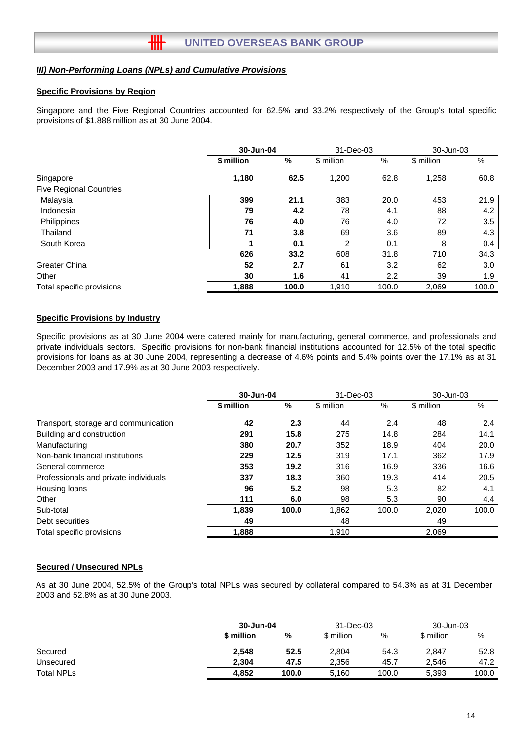## *III) Non-Performing Loans (NPLs) and Cumulative Provisions*

### Specific Provisions by Region

Singapore and the Five Regional Countries accounted for 62.5% and 33.2% respectively of the Group's total specific provisions of $1,888 million as at 30 June 2004.

| | **30-Jun-04** | | 31-Dec-03 | | 30-Jun-03 | |
|---|---|---|---|---|---|---|
| | **$ million** | **%** | $ million | % | $ million | % |
| Singapore | **1,180** | **62.5** | 1,200 | 62.8 | 1,258 | 60.8 |
| Five Regional Countries | | | | | | |
| Malaysia | **399** | **21.1** | 383 | 20.0 | 453 | 21.9 |
| Indonesia | **79** | **4.2** | 78 | 4.1 | 88 | 4.2 |
| Philippines | **76** | **4.0** | 76 | 4.0 | 72 | 3.5 |
| Thailand | **71** | **3.8** | 69 | 3.6 | 89 | 4.3 |
| South Korea | **1** | **0.1** | 2 | 0.1 | 8 | 0.4 |
| | **626** | **33.2** | 608 | 31.8 | 710 | 34.3 |
| Greater China | **52** | **2.7** | 61 | 3.2 | 62 | 3.0 |
| Other | **30** | **1.6** | 41 | 2.2 | 39 | 1.9 |
| Total specific provisions | **1,888** | **100.0** | 1,910 | 100.0 | 2,069 | 100.0 |

### Specific Provisions by Industry

Specific provisions as at 30 June 2004 were catered mainly for manufacturing, general commerce, and professionals and private individuals sectors. Specific provisions for non-bank financial institutions accounted for 12.5% of the total specific provisions for loans as at 30 June 2004, representing a decrease of 4.6% points and 5.4% points over the 17.1% as at 31 December 2003 and 17.9% as at 30 June 2003 respectively.

| | **30-Jun-04** | | 31-Dec-03 | | 30-Jun-03 | |
|---|---|---|---|---|---|---|
| | **$ million** | **%** | $ million | % | $ million | % |
| Transport, storage and communication | **42** | **2.3** | 44 | 2.4 | 48 | 2.4 |
| Building and construction | **291** | **15.8** | 275 | 14.8 | 284 | 14.1 |
| Manufacturing | **380** | **20.7** | 352 | 18.9 | 404 | 20.0 |
| Non-bank financial institutions | **229** | **12.5** | 319 | 17.1 | 362 | 17.9 |
| General commerce | **353** | **19.2** | 316 | 16.9 | 336 | 16.6 |
| Professionals and private individuals | **337** | **18.3** | 360 | 19.3 | 414 | 20.5 |
| Housing loans | **96** | **5.2** | 98 | 5.3 | 82 | 4.1 |
| Other | **111** | **6.0** | 98 | 5.3 | 90 | 4.4 |
| Sub-total | **1,839** | **100.0** | 1,862 | 100.0 | 2,020 | 100.0 |
| Debt securities | **49** | | 48 | | 49 | |
| Total specific provisions | **1,888** | | 1,910 | | 2,069 | |

### Secured / Unsecured NPLs

As at 30 June 2004, 52.5% of the Group's total NPLs was secured by collateral compared to 54.3% as at 31 December 2003 and 52.8% as at 30 June 2003.

| | **30-Jun-04** | | 31-Dec-03 | | 30-Jun-03 | |
|---|---|---|---|---|---|---|
| | **$ million** | **%** | $ million | % | $ million | % |
| Secured | **2,548** | **52.5** | 2,804 | 54.3 | 2,847 | 52.8 |
| Unsecured | **2,304** | **47.5** | 2,356 | 45.7 | 2,546 | 47.2 |
| Total NPLs | **4,852** | **100.0** | 5,160 | 100.0 | 5,393 | 100.0 |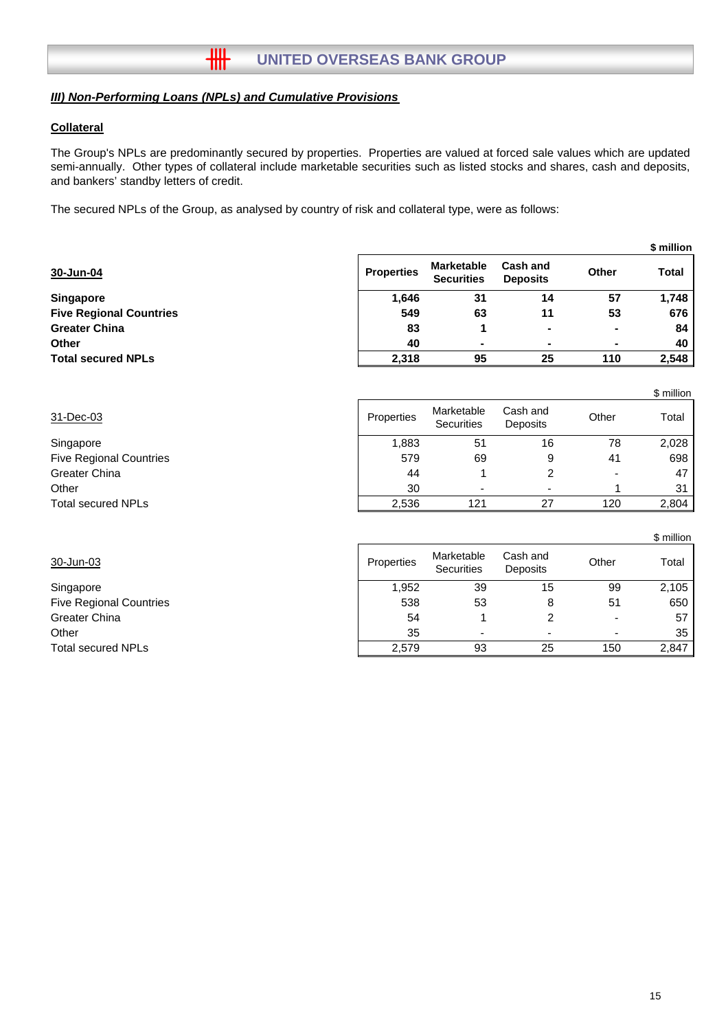### ***III) Non-Performing Loans (NPLs) and Cumulative Provisions***

**Collateral**

The Group's NPLs are predominantly secured by properties. Properties are valued at forced sale values which are updated semi-annually. Other types of collateral include marketable securities such as listed stocks and shares, cash and deposits, and bankers' standby letters of credit.

The secured NPLs of the Group, as analysed by country of risk and collateral type, were as follows:

**$ million**

| **30-Jun-04** | **Properties** | **Marketable Securities** | **Cash and Deposits** | **Other** | **Total** |
|---|---|---|---|---|---|
| **Singapore** | **1,646** | **31** | **14** | **57** | **1,748** |
| **Five Regional Countries** | **549** | **63** | **11** | **53** | **676** |
| **Greater China** | **83** | **1** | **-** | **-** | **84** |
| **Other** | **40** | **-** | **-** | **-** | **40** |
| **Total secured NPLs** | **2,318** | **95** | **25** | **110** | **2,548** |

$ million

| 31-Dec-03 | Properties | Marketable Securities | Cash and Deposits | Other | Total |
|---|---|---|---|---|---|
| Singapore | 1,883 | 51 | 16 | 78 | 2,028 |
| Five Regional Countries | 579 | 69 | 9 | 41 | 698 |
| Greater China | 44 | 1 | 2 | - | 47 |
| Other | 30 | - | - | 1 | 31 |
| Total secured NPLs | 2,536 | 121 | 27 | 120 | 2,804 |

$ million

| 30-Jun-03 | Properties | Marketable Securities | Cash and Deposits | Other | Total |
|---|---|---|---|---|---|
| Singapore | 1,952 | 39 | 15 | 99 | 2,105 |
| Five Regional Countries | 538 | 53 | 8 | 51 | 650 |
| Greater China | 54 | 1 | 2 | - | 57 |
| Other | 35 | - | - | - | 35 |
| Total secured NPLs | 2,579 | 93 | 25 | 150 | 2,847 |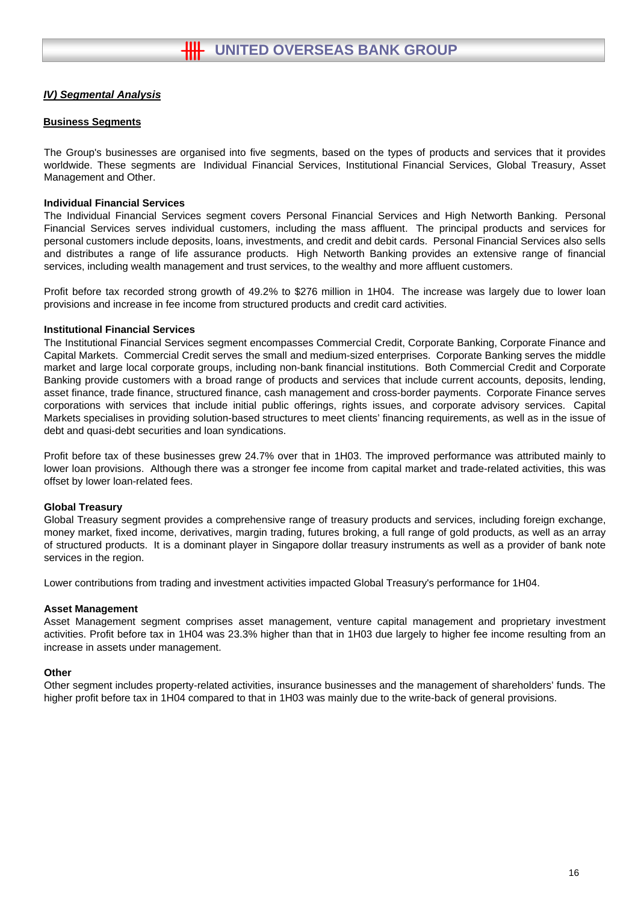## ***IV) Segmental Analysis***

### **Business Segments**

The Group's businesses are organised into five segments, based on the types of products and services that it provides worldwide. These segments are Individual Financial Services, Institutional Financial Services, Global Treasury, Asset Management and Other.

**Individual Financial Services**

The Individual Financial Services segment covers Personal Financial Services and High Networth Banking. Personal Financial Services serves individual customers, including the mass affluent. The principal products and services for personal customers include deposits, loans, investments, and credit and debit cards. Personal Financial Services also sells and distributes a range of life assurance products. High Networth Banking provides an extensive range of financial services, including wealth management and trust services, to the wealthy and more affluent customers.

Profit before tax recorded strong growth of 49.2% to $276 million in 1H04. The increase was largely due to lower loan provisions and increase in fee income from structured products and credit card activities.

**Institutional Financial Services**

The Institutional Financial Services segment encompasses Commercial Credit, Corporate Banking, Corporate Finance and Capital Markets. Commercial Credit serves the small and medium-sized enterprises. Corporate Banking serves the middle market and large local corporate groups, including non-bank financial institutions. Both Commercial Credit and Corporate Banking provide customers with a broad range of products and services that include current accounts, deposits, lending, asset finance, trade finance, structured finance, cash management and cross-border payments. Corporate Finance serves corporations with services that include initial public offerings, rights issues, and corporate advisory services. Capital Markets specialises in providing solution-based structures to meet clients' financing requirements, as well as in the issue of debt and quasi-debt securities and loan syndications.

Profit before tax of these businesses grew 24.7% over that in 1H03. The improved performance was attributed mainly to lower loan provisions. Although there was a stronger fee income from capital market and trade-related activities, this was offset by lower loan-related fees.

**Global Treasury**

Global Treasury segment provides a comprehensive range of treasury products and services, including foreign exchange, money market, fixed income, derivatives, margin trading, futures broking, a full range of gold products, as well as an array of structured products. It is a dominant player in Singapore dollar treasury instruments as well as a provider of bank note services in the region.

Lower contributions from trading and investment activities impacted Global Treasury's performance for 1H04.

**Asset Management**

Asset Management segment comprises asset management, venture capital management and proprietary investment activities. Profit before tax in 1H04 was 23.3% higher than that in 1H03 due largely to higher fee income resulting from an increase in assets under management.

**Other**

Other segment includes property-related activities, insurance businesses and the management of shareholders' funds. The higher profit before tax in 1H04 compared to that in 1H03 was mainly due to the write-back of general provisions.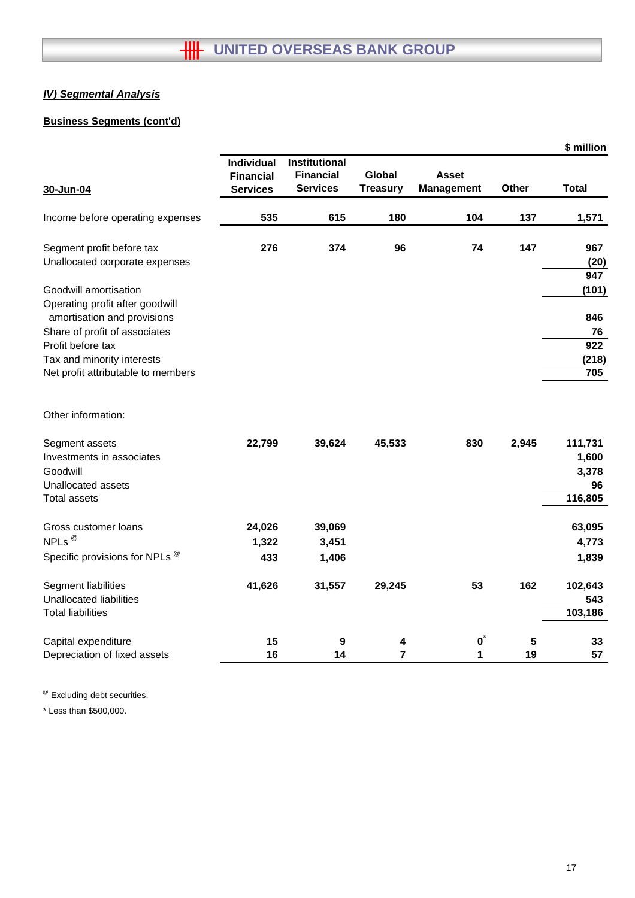## *IV) Segmental Analysis*

**Business Segments (cont'd)**

| 30-Jun-04 | Individual Financial Services | Institutional Financial Services | Global Treasury | Asset Management | Other | Total |
|---|---|---|---|---|---|---|
| | | | | | | **$ million** |
| Income before operating expenses | **535** | **615** | **180** | **104** | **137** | **1,571** |
| Segment profit before tax | **276** | **374** | **96** | **74** | **147** | **967** |
| Unallocated corporate expenses | | | | | | **(20)** |
| | | | | | | **947** |
| Goodwill amortisation | | | | | | **(101)** |
| Operating profit after goodwill amortisation and provisions | | | | | | **846** |
| Share of profit of associates | | | | | | **76** |
| Profit before tax | | | | | | **922** |
| Tax and minority interests | | | | | | **(218)** |
| Net profit attributable to members | | | | | | **705** |
| | | | | | | |
| Other information: | | | | | | |
| Segment assets | **22,799** | **39,624** | **45,533** | **830** | **2,945** | **111,731** |
| Investments in associates | | | | | | **1,600** |
| Goodwill | | | | | | **3,378** |
| Unallocated assets | | | | | | **96** |
| Total assets | | | | | | **116,805** |
| Gross customer loans | **24,026** | **39,069** | | | | **63,095** |
| NPLs @ | **1,322** | **3,451** | | | | **4,773** |
| Specific provisions for NPLs @ | **433** | **1,406** | | | | **1,839** |
| Segment liabilities | **41,626** | **31,557** | **29,245** | **53** | **162** | **102,643** |
| Unallocated liabilities | | | | | | **543** |
| Total liabilities | | | | | | **103,186** |
| Capital expenditure | **15** | **9** | **4** | **0*** | **5** | **33** |
| Depreciation of fixed assets | **16** | **14** | **7** | **1** | **19** | **57** |

@ Excluding debt securities.

\* Less than $500,000.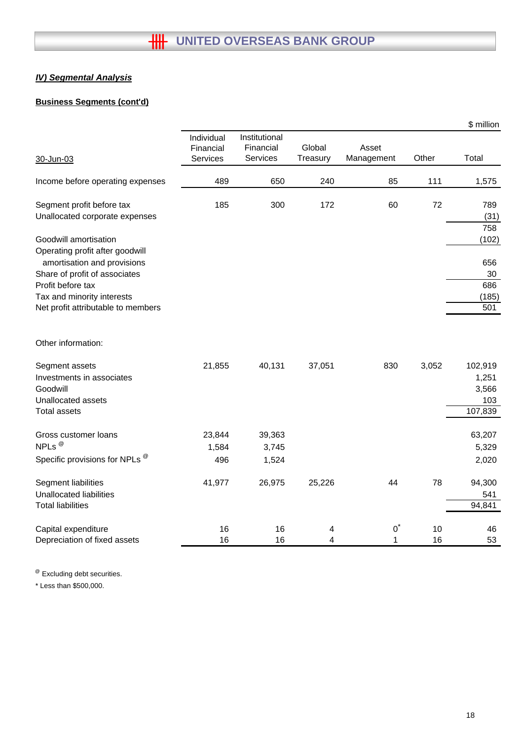## IV) Segmental Analysis

### Business Segments (cont'd)

$ million

| 30-Jun-03 | Individual Financial Services | Institutional Financial Services | Global Treasury | Asset Management | Other | Total |
|---|---|---|---|---|---|---|
| Income before operating expenses | 489 | 650 | 240 | 85 | 111 | 1,575 |
| | | | | | | |
| Segment profit before tax | 185 | 300 | 172 | 60 | 72 | 789 |
| Unallocated corporate expenses | | | | | | (31) |
| | | | | | | 758 |
| Goodwill amortisation | | | | | | (102) |
| Operating profit after goodwill amortisation and provisions | | | | | | 656 |
| Share of profit of associates | | | | | | 30 |
| Profit before tax | | | | | | 686 |
| Tax and minority interests | | | | | | (185) |
| Net profit attributable to members | | | | | | 501 |
| | | | | | | |
| Other information: | | | | | | |
| | | | | | | |
| Segment assets | 21,855 | 40,131 | 37,051 | 830 | 3,052 | 102,919 |
| Investments in associates | | | | | | 1,251 |
| Goodwill | | | | | | 3,566 |
| Unallocated assets | | | | | | 103 |
| Total assets | | | | | | 107,839 |
| | | | | | | |
| Gross customer loans | 23,844 | 39,363 | | | | 63,207 |
| NPLs @ | 1,584 | 3,745 | | | | 5,329 |
| Specific provisions for NPLs @ | 496 | 1,524 | | | | 2,020 |
| | | | | | | |
| Segment liabilities | 41,977 | 26,975 | 25,226 | 44 | 78 | 94,300 |
| Unallocated liabilities | | | | | | 541 |
| Total liabilities | | | | | | 94,841 |
| | | | | | | |
| Capital expenditure | 16 | 16 | 4 | 0* | 10 | 46 |
| Depreciation of fixed assets | 16 | 16 | 4 | 1 | 16 | 53 |

@ Excluding debt securities.

* Less than $500,000.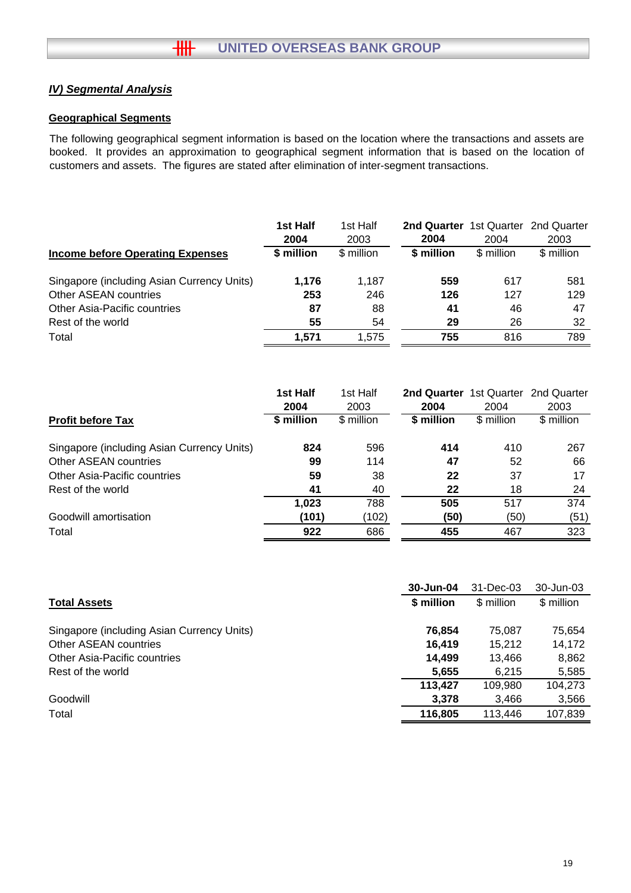## *IV) Segmental Analysis*

### Geographical Segments

The following geographical segment information is based on the location where the transactions and assets are booked. It provides an approximation to geographical segment information that is based on the location of customers and assets. The figures are stated after elimination of inter-segment transactions.

| Income before Operating Expenses | **1st Half 2004 $ million** | 1st Half 2003 $ million | **2nd Quarter 2004 $ million** | 1st Quarter 2004 $ million | 2nd Quarter 2003 $ million |
|---|---|---|---|---|---|
| Singapore (including Asian Currency Units) | **1,176** | 1,187 | **559** | 617 | 581 |
| Other ASEAN countries | **253** | 246 | **126** | 127 | 129 |
| Other Asia-Pacific countries | **87** | 88 | **41** | 46 | 47 |
| Rest of the world | **55** | 54 | **29** | 26 | 32 |
| Total | **1,571** | 1,575 | **755** | 816 | 789 |

| Profit before Tax | **1st Half 2004 $ million** | 1st Half 2003 $ million | **2nd Quarter 2004 $ million** | 1st Quarter 2004 $ million | 2nd Quarter 2003 $ million |
|---|---|---|---|---|---|
| Singapore (including Asian Currency Units) | **824** | 596 | **414** | 410 | 267 |
| Other ASEAN countries | **99** | 114 | **47** | 52 | 66 |
| Other Asia-Pacific countries | **59** | 38 | **22** | 37 | 17 |
| Rest of the world | **41** | 40 | **22** | 18 | 24 |
| | **1,023** | 788 | **505** | 517 | 374 |
| Goodwill amortisation | **(101)** | (102) | **(50)** | (50) | (51) |
| Total | **922** | 686 | **455** | 467 | 323 |

| Total Assets | **30-Jun-04 $ million** | 31-Dec-03 $ million | 30-Jun-03 $ million |
|---|---|---|---|
| Singapore (including Asian Currency Units) | **76,854** | 75,087 | 75,654 |
| Other ASEAN countries | **16,419** | 15,212 | 14,172 |
| Other Asia-Pacific countries | **14,499** | 13,466 | 8,862 |
| Rest of the world | **5,655** | 6,215 | 5,585 |
| | **113,427** | 109,980 | 104,273 |
| Goodwill | **3,378** | 3,466 | 3,566 |
| Total | **116,805** | 113,446 | 107,839 |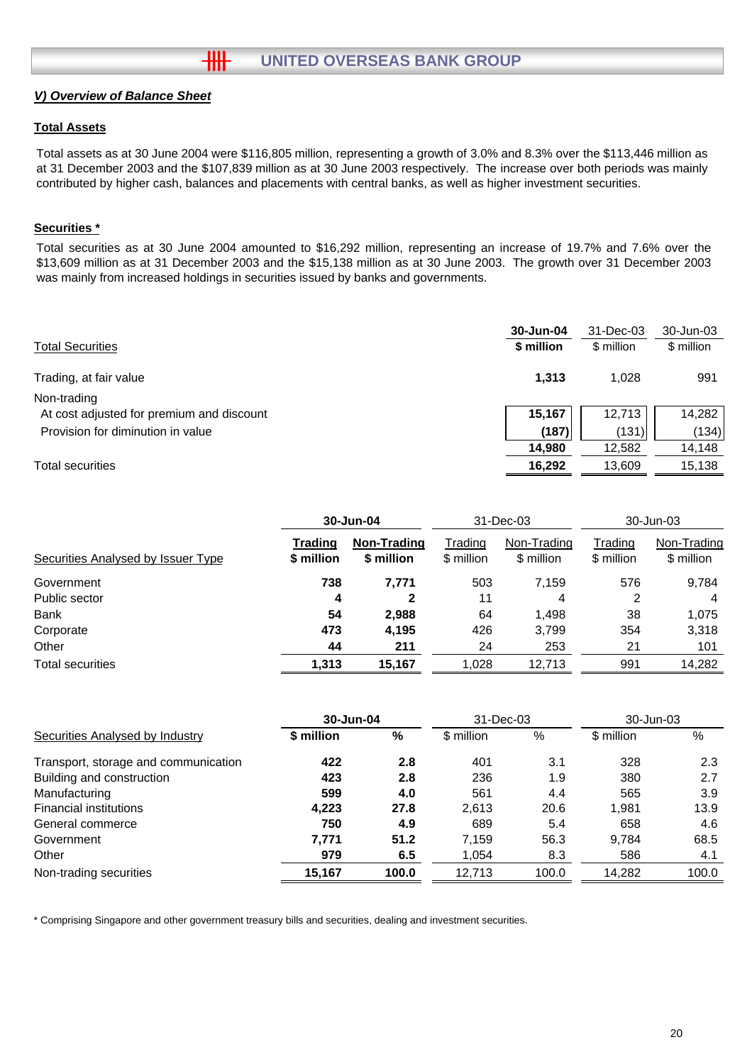## *V) Overview of Balance Sheet*

### Total Assets

Total assets as at 30 June 2004 were $116,805 million, representing a growth of 3.0% and 8.3% over the $113,446 million as at 31 December 2003 and the $107,839 million as at 30 June 2003 respectively. The increase over both periods was mainly contributed by higher cash, balances and placements with central banks, as well as higher investment securities.

### Securities *

Total securities as at 30 June 2004 amounted to $16,292 million, representing an increase of 19.7% and 7.6% over the $13,609 million as at 31 December 2003 and the $15,138 million as at 30 June 2003. The growth over 31 December 2003 was mainly from increased holdings in securities issued by banks and governments.

| Total Securities | **30-Jun-04 $ million** | 31-Dec-03 $ million | 30-Jun-03 $ million |
|---|---|---|---|
| Trading, at fair value | **1,313** | 1,028 | 991 |
| Non-trading | | | |
| At cost adjusted for premium and discount | **15,167** | 12,713 | 14,282 |
| Provision for diminution in value | **(187)** | (131) | (134) |
| | **14,980** | 12,582 | 14,148 |
| Total securities | **16,292** | 13,609 | 15,138 |

| Securities Analysed by Issuer Type | **30-Jun-04** | | 31-Dec-03 | | 30-Jun-03 | |
|---|---|---|---|---|---|---|
| | **Trading $ million** | **Non-Trading $ million** | Trading $ million | Non-Trading $ million | Trading $ million | Non-Trading $ million |
| Government | **738** | **7,771** | 503 | 7,159 | 576 | 9,784 |
| Public sector | **4** | **2** | 11 | 4 | 2 | 4 |
| Bank | **54** | **2,988** | 64 | 1,498 | 38 | 1,075 |
| Corporate | **473** | **4,195** | 426 | 3,799 | 354 | 3,318 |
| Other | **44** | **211** | 24 | 253 | 21 | 101 |
| Total securities | **1,313** | **15,167** | 1,028 | 12,713 | 991 | 14,282 |

| Securities Analysed by Industry | **30-Jun-04** | | 31-Dec-03 | | 30-Jun-03 | |
|---|---|---|---|---|---|---|
| | **$ million** | **%** | $ million | % | $ million | % |
| Transport, storage and communication | **422** | **2.8** | 401 | 3.1 | 328 | 2.3 |
| Building and construction | **423** | **2.8** | 236 | 1.9 | 380 | 2.7 |
| Manufacturing | **599** | **4.0** | 561 | 4.4 | 565 | 3.9 |
| Financial institutions | **4,223** | **27.8** | 2,613 | 20.6 | 1,981 | 13.9 |
| General commerce | **750** | **4.9** | 689 | 5.4 | 658 | 4.6 |
| Government | **7,771** | **51.2** | 7,159 | 56.3 | 9,784 | 68.5 |
| Other | **979** | **6.5** | 1,054 | 8.3 | 586 | 4.1 |
| Non-trading securities | **15,167** | **100.0** | 12,713 | 100.0 | 14,282 | 100.0 |

* Comprising Singapore and other government treasury bills and securities, dealing and investment securities.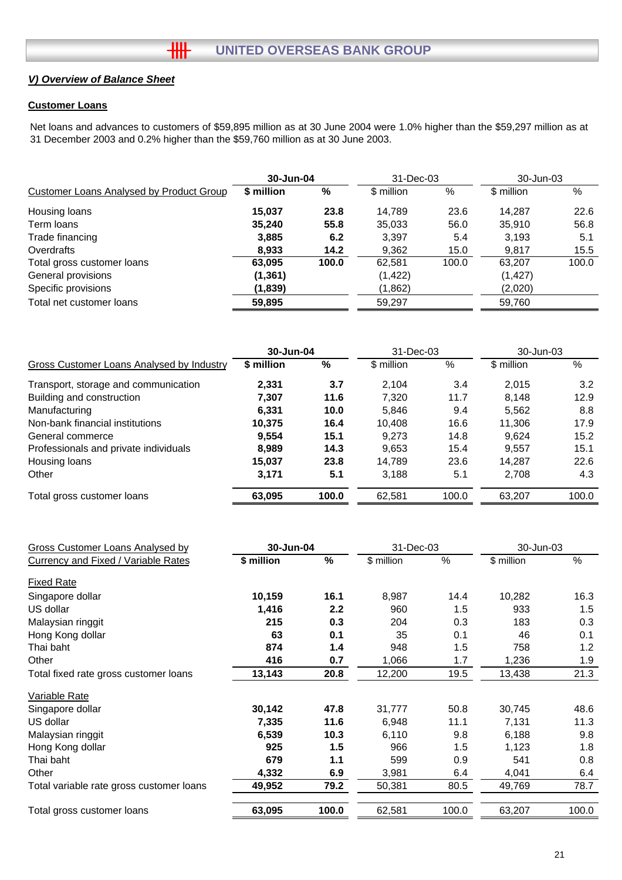## V) Overview of Balance Sheet

### Customer Loans

Net loans and advances to customers of $59,895 million as at 30 June 2004 were 1.0% higher than the $59,297 million as at 31 December 2003 and 0.2% higher than the $59,760 million as at 30 June 2003.

| Customer Loans Analysed by Product Group | 30-Jun-04 | | 31-Dec-03 | | 30-Jun-03 | |
|---|---|---|---|---|---|---|
| | **$ million** | **%** | $ million | % | $ million | % |
| Housing loans | **15,037** | **23.8** | 14,789 | 23.6 | 14,287 | 22.6 |
| Term loans | **35,240** | **55.8** | 35,033 | 56.0 | 35,910 | 56.8 |
| Trade financing | **3,885** | **6.2** | 3,397 | 5.4 | 3,193 | 5.1 |
| Overdrafts | **8,933** | **14.2** | 9,362 | 15.0 | 9,817 | 15.5 |
| Total gross customer loans | **63,095** | **100.0** | 62,581 | 100.0 | 63,207 | 100.0 |
| General provisions | **(1,361)** | | (1,422) | | (1,427) | |
| Specific provisions | **(1,839)** | | (1,862) | | (2,020) | |
| Total net customer loans | **59,895** | | 59,297 | | 59,760 | |

| Gross Customer Loans Analysed by Industry | 30-Jun-04 | | 31-Dec-03 | | 30-Jun-03 | |
|---|---|---|---|---|---|---|
| | **$ million** | **%** | $ million | % | $ million | % |
| Transport, storage and communication | **2,331** | **3.7** | 2,104 | 3.4 | 2,015 | 3.2 |
| Building and construction | **7,307** | **11.6** | 7,320 | 11.7 | 8,148 | 12.9 |
| Manufacturing | **6,331** | **10.0** | 5,846 | 9.4 | 5,562 | 8.8 |
| Non-bank financial institutions | **10,375** | **16.4** | 10,408 | 16.6 | 11,306 | 17.9 |
| General commerce | **9,554** | **15.1** | 9,273 | 14.8 | 9,624 | 15.2 |
| Professionals and private individuals | **8,989** | **14.3** | 9,653 | 15.4 | 9,557 | 15.1 |
| Housing loans | **15,037** | **23.8** | 14,789 | 23.6 | 14,287 | 22.6 |
| Other | **3,171** | **5.1** | 3,188 | 5.1 | 2,708 | 4.3 |
| Total gross customer loans | **63,095** | **100.0** | 62,581 | 100.0 | 63,207 | 100.0 |

| Gross Customer Loans Analysed by Currency and Fixed / Variable Rates | 30-Jun-04 | | 31-Dec-03 | | 30-Jun-03 | |
|---|---|---|---|---|---|---|
| | **$ million** | **%** | $ million | % | $ million | % |
| Fixed Rate | | | | | | |
| Singapore dollar | **10,159** | **16.1** | 8,987 | 14.4 | 10,282 | 16.3 |
| US dollar | **1,416** | **2.2** | 960 | 1.5 | 933 | 1.5 |
| Malaysian ringgit | **215** | **0.3** | 204 | 0.3 | 183 | 0.3 |
| Hong Kong dollar | **63** | **0.1** | 35 | 0.1 | 46 | 0.1 |
| Thai baht | **874** | **1.4** | 948 | 1.5 | 758 | 1.2 |
| Other | **416** | **0.7** | 1,066 | 1.7 | 1,236 | 1.9 |
| Total fixed rate gross customer loans | **13,143** | **20.8** | 12,200 | 19.5 | 13,438 | 21.3 |
| Variable Rate | | | | | | |
| Singapore dollar | **30,142** | **47.8** | 31,777 | 50.8 | 30,745 | 48.6 |
| US dollar | **7,335** | **11.6** | 6,948 | 11.1 | 7,131 | 11.3 |
| Malaysian ringgit | **6,539** | **10.3** | 6,110 | 9.8 | 6,188 | 9.8 |
| Hong Kong dollar | **925** | **1.5** | 966 | 1.5 | 1,123 | 1.8 |
| Thai baht | **679** | **1.1** | 599 | 0.9 | 541 | 0.8 |
| Other | **4,332** | **6.9** | 3,981 | 6.4 | 4,041 | 6.4 |
| Total variable rate gross customer loans | **49,952** | **79.2** | 50,381 | 80.5 | 49,769 | 78.7 |
| Total gross customer loans | **63,095** | **100.0** | 62,581 | 100.0 | 63,207 | 100.0 |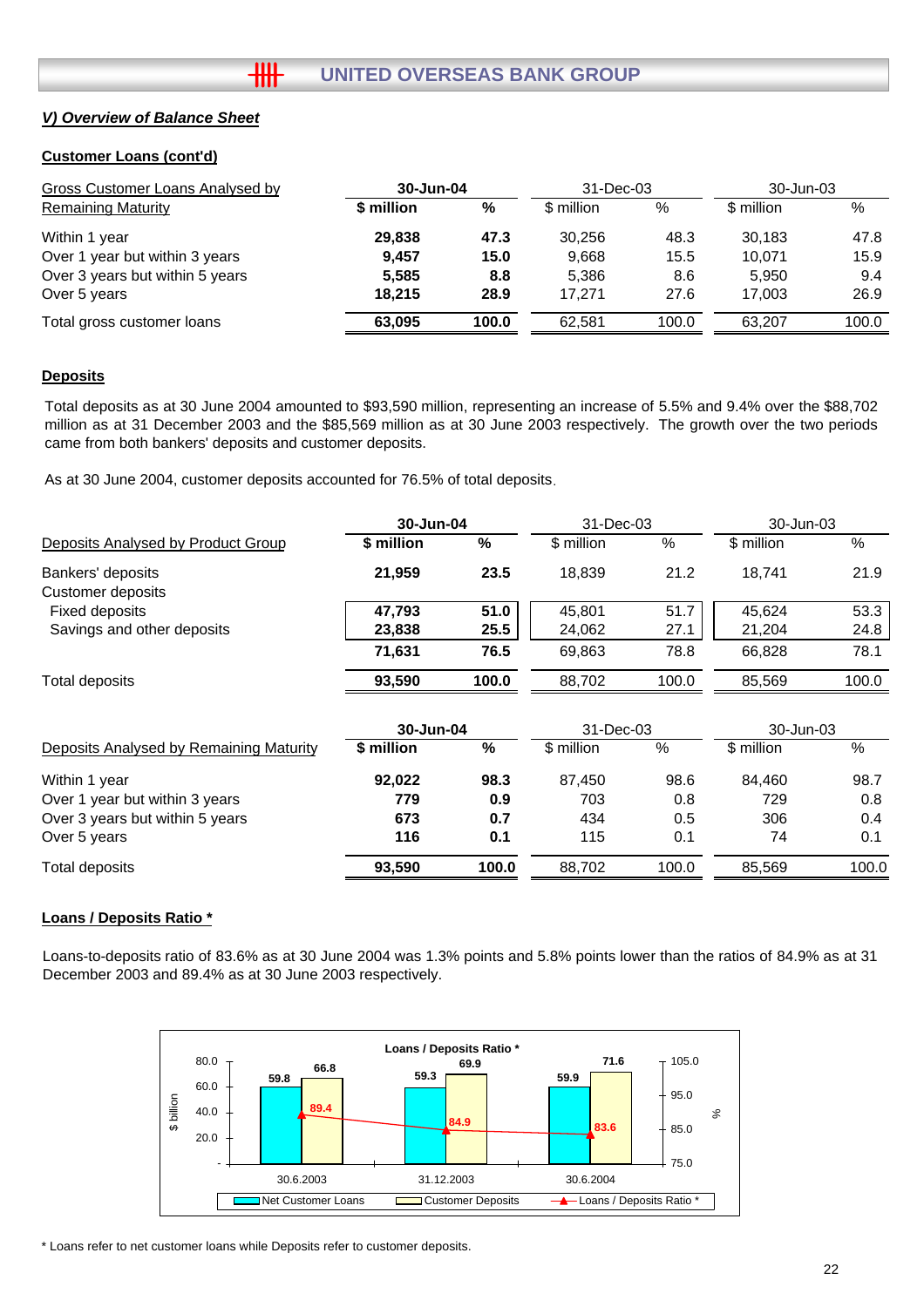## V) Overview of Balance Sheet

### Customer Loans (cont'd)

| Gross Customer Loans Analysed by Remaining Maturity | 30-Jun-04 | | 31-Dec-03 | | 30-Jun-03 | |
|---|---|---|---|---|---|---|
| | **$ million** | **%** | $ million | % | $ million | % |
| Within 1 year | **29,838** | **47.3** | 30,256 | 48.3 | 30,183 | 47.8 |
| Over 1 year but within 3 years | **9,457** | **15.0** | 9,668 | 15.5 | 10,071 | 15.9 |
| Over 3 years but within 5 years | **5,585** | **8.8** | 5,386 | 8.6 | 5,950 | 9.4 |
| Over 5 years | **18,215** | **28.9** | 17,271 | 27.6 | 17,003 | 26.9 |
| Total gross customer loans | **63,095** | **100.0** | 62,581 | 100.0 | 63,207 | 100.0 |

### Deposits

Total deposits as at 30 June 2004 amounted to $93,590 million, representing an increase of 5.5% and 9.4% over the $88,702 million as at 31 December 2003 and the $85,569 million as at 30 June 2003 respectively. The growth over the two periods came from both bankers' deposits and customer deposits.

As at 30 June 2004, customer deposits accounted for 76.5% of total deposits.

| Deposits Analysed by Product Group | 30-Jun-04 | | 31-Dec-03 | | 30-Jun-03 | |
|---|---|---|---|---|---|---|
| | **$ million** | **%** | $ million | % | $ million | % |
| Bankers' deposits | **21,959** | **23.5** | 18,839 | 21.2 | 18,741 | 21.9 |
| Customer deposits | | | | | | |
| Fixed deposits | **47,793** | **51.0** | 45,801 | 51.7 | 45,624 | 53.3 |
| Savings and other deposits | **23,838** | **25.5** | 24,062 | 27.1 | 21,204 | 24.8 |
| | **71,631** | **76.5** | 69,863 | 78.8 | 66,828 | 78.1 |
| Total deposits | **93,590** | **100.0** | 88,702 | 100.0 | 85,569 | 100.0 |

| Deposits Analysed by Remaining Maturity | 30-Jun-04 | | 31-Dec-03 | | 30-Jun-03 | |
|---|---|---|---|---|---|---|
| | **$ million** | **%** | $ million | % | $ million | % |
| Within 1 year | **92,022** | **98.3** | 87,450 | 98.6 | 84,460 | 98.7 |
| Over 1 year but within 3 years | **779** | **0.9** | 703 | 0.8 | 729 | 0.8 |
| Over 3 years but within 5 years | **673** | **0.7** | 434 | 0.5 | 306 | 0.4 |
| Over 5 years | **116** | **0.1** | 115 | 0.1 | 74 | 0.1 |
| Total deposits | **93,590** | **100.0** | 88,702 | 100.0 | 85,569 | 100.0 |

### Loans / Deposits Ratio *

Loans-to-deposits ratio of 83.6% as at 30 June 2004 was 1.3% points and 5.8% points lower than the ratios of 84.9% as at 31 December 2003 and 89.4% as at 30 June 2003 respectively.

**Loans / Deposits Ratio ***

| | Net Customer Loans ($ billion) | Customer Deposits ($ billion) | Loans / Deposits Ratio * (%) |
|---|---|---|---|
| 30.6.2003 | 59.8 | 66.8 | 89.4 |
| 31.12.2003 | 59.3 | 69.9 | 84.9 |
| 30.6.2004 | 59.9 | 71.6 | 83.6 |

\* Loans refer to net customer loans while Deposits refer to customer deposits.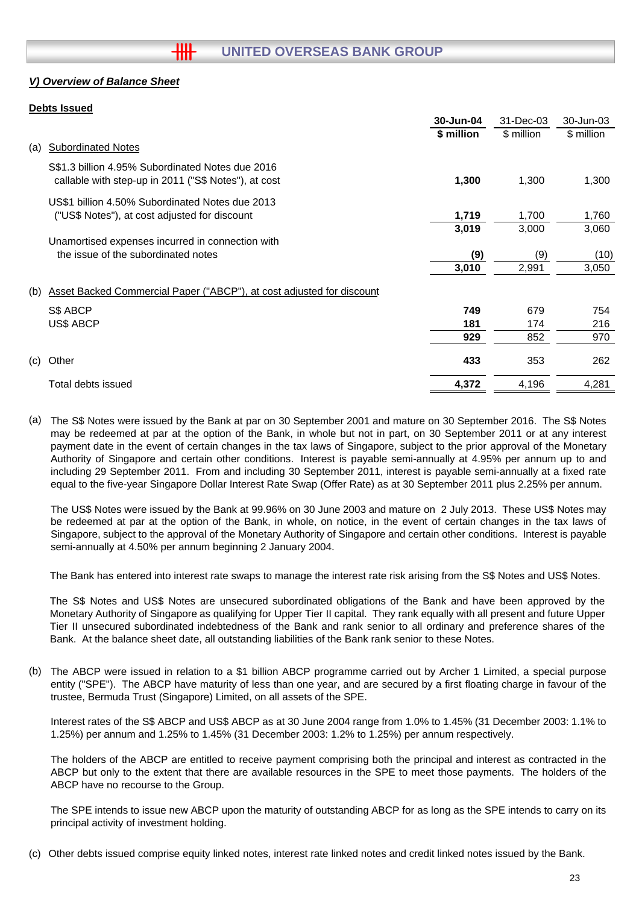### *V) Overview of Balance Sheet*

**Debts Issued**

| | 30-Jun-04 $ million | 31-Dec-03 $ million | 30-Jun-03 $ million |
|---|---|---|---|
| (a) Subordinated Notes | | | |
| S$1.3 billion 4.95% Subordinated Notes due 2016 callable with step-up in 2011 ("S$ Notes"), at cost | **1,300** | 1,300 | 1,300 |
| US$1 billion 4.50% Subordinated Notes due 2013 ("US$ Notes"), at cost adjusted for discount | **1,719** | 1,700 | 1,760 |
| | **3,019** | 3,000 | 3,060 |
| Unamortised expenses incurred in connection with the issue of the subordinated notes | **(9)** | (9) | (10) |
| | **3,010** | 2,991 | 3,050 |
| (b) Asset Backed Commercial Paper ("ABCP"), at cost adjusted for discount | | | |
| S$ ABCP | **749** | 679 | 754 |
| US$ ABCP | **181** | 174 | 216 |
| | **929** | 852 | 970 |
| (c) Other | **433** | 353 | 262 |
| Total debts issued | **4,372** | 4,196 | 4,281 |

(a) The S$ Notes were issued by the Bank at par on 30 September 2001 and mature on 30 September 2016. The S$ Notes may be redeemed at par at the option of the Bank, in whole but not in part, on 30 September 2011 or at any interest payment date in the event of certain changes in the tax laws of Singapore, subject to the prior approval of the Monetary Authority of Singapore and certain other conditions. Interest is payable semi-annually at 4.95% per annum up to and including 29 September 2011. From and including 30 September 2011, interest is payable semi-annually at a fixed rate equal to the five-year Singapore Dollar Interest Rate Swap (Offer Rate) as at 30 September 2011 plus 2.25% per annum.

The US$ Notes were issued by the Bank at 99.96% on 30 June 2003 and mature on 2 July 2013. These US$ Notes may be redeemed at par at the option of the Bank, in whole, on notice, in the event of certain changes in the tax laws of Singapore, subject to the approval of the Monetary Authority of Singapore and certain other conditions. Interest is payable semi-annually at 4.50% per annum beginning 2 January 2004.

The Bank has entered into interest rate swaps to manage the interest rate risk arising from the S$ Notes and US$ Notes.

The S$ Notes and US$ Notes are unsecured subordinated obligations of the Bank and have been approved by the Monetary Authority of Singapore as qualifying for Upper Tier II capital. They rank equally with all present and future Upper Tier II unsecured subordinated indebtedness of the Bank and rank senior to all ordinary and preference shares of the Bank. At the balance sheet date, all outstanding liabilities of the Bank rank senior to these Notes.

(b) The ABCP were issued in relation to a $1 billion ABCP programme carried out by Archer 1 Limited, a special purpose entity ("SPE"). The ABCP have maturity of less than one year, and are secured by a first floating charge in favour of the trustee, Bermuda Trust (Singapore) Limited, on all assets of the SPE.

Interest rates of the S$ ABCP and US$ ABCP as at 30 June 2004 range from 1.0% to 1.45% (31 December 2003: 1.1% to 1.25%) per annum and 1.25% to 1.45% (31 December 2003: 1.2% to 1.25%) per annum respectively.

The holders of the ABCP are entitled to receive payment comprising both the principal and interest as contracted in the ABCP but only to the extent that there are available resources in the SPE to meet those payments. The holders of the ABCP have no recourse to the Group.

The SPE intends to issue new ABCP upon the maturity of outstanding ABCP for as long as the SPE intends to carry on its principal activity of investment holding.

(c) Other debts issued comprise equity linked notes, interest rate linked notes and credit linked notes issued by the Bank.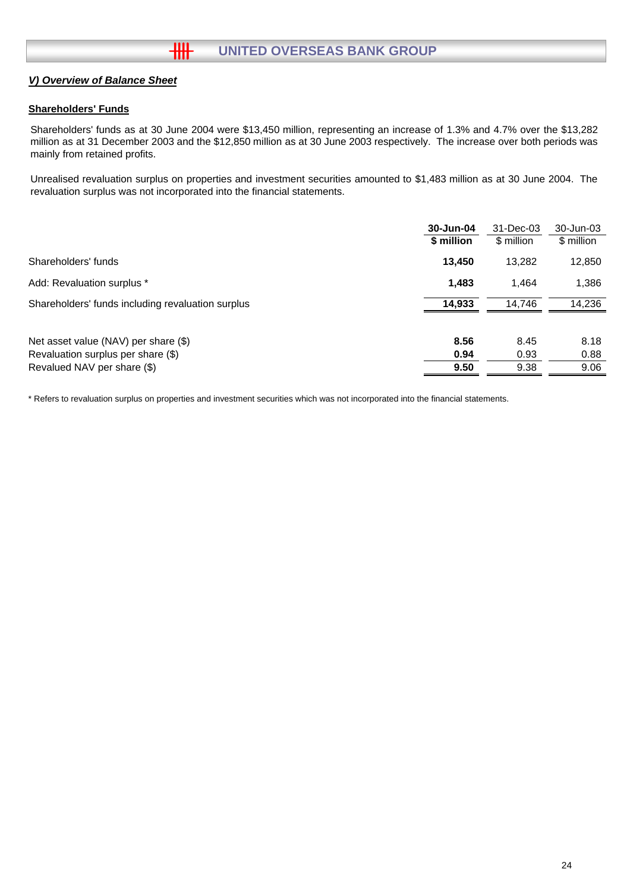## *V) Overview of Balance Sheet*

**Shareholders' Funds**

Shareholders' funds as at 30 June 2004 were $13,450 million, representing an increase of 1.3% and 4.7% over the $13,282 million as at 31 December 2003 and the $12,850 million as at 30 June 2003 respectively. The increase over both periods was mainly from retained profits.

Unrealised revaluation surplus on properties and investment securities amounted to $1,483 million as at 30 June 2004. The revaluation surplus was not incorporated into the financial statements.

| | **30-Jun-04** | 31-Dec-03 | 30-Jun-03 |
|---|---|---|---|
| | **$ million** | $ million | $ million |
| Shareholders' funds | **13,450** | 13,282 | 12,850 |
| Add: Revaluation surplus * | **1,483** | 1,464 | 1,386 |
| Shareholders' funds including revaluation surplus | **14,933** | 14,746 | 14,236 |
| | | | |
| Net asset value (NAV) per share ($) | **8.56** | 8.45 | 8.18 |
| Revaluation surplus per share ($) | **0.94** | 0.93 | 0.88 |
| Revalued NAV per share ($) | **9.50** | 9.38 | 9.06 |

* Refers to revaluation surplus on properties and investment securities which was not incorporated into the financial statements.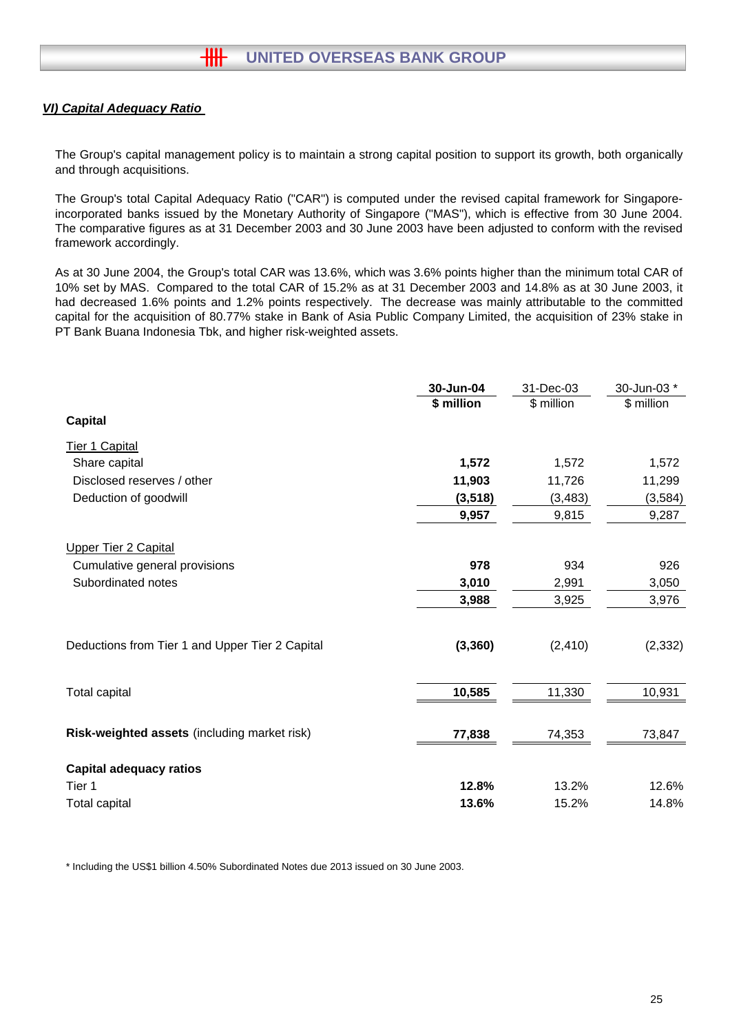## *VI) Capital Adequacy Ratio*

The Group's capital management policy is to maintain a strong capital position to support its growth, both organically and through acquisitions.

The Group's total Capital Adequacy Ratio ("CAR") is computed under the revised capital framework for Singapore-incorporated banks issued by the Monetary Authority of Singapore ("MAS"), which is effective from 30 June 2004. The comparative figures as at 31 December 2003 and 30 June 2003 have been adjusted to conform with the revised framework accordingly.

As at 30 June 2004, the Group's total CAR was 13.6%, which was 3.6% points higher than the minimum total CAR of 10% set by MAS. Compared to the total CAR of 15.2% as at 31 December 2003 and 14.8% as at 30 June 2003, it had decreased 1.6% points and 1.2% points respectively. The decrease was mainly attributable to the committed capital for the acquisition of 80.77% stake in Bank of Asia Public Company Limited, the acquisition of 23% stake in PT Bank Buana Indonesia Tbk, and higher risk-weighted assets.

| | **30-Jun-04** | 31-Dec-03 | 30-Jun-03 * |
|---|---|---|---|
| | **$ million** | $ million | $ million |
| **Capital** | | | |
| Tier 1 Capital | | | |
| Share capital | **1,572** | 1,572 | 1,572 |
| Disclosed reserves / other | **11,903** | 11,726 | 11,299 |
| Deduction of goodwill | **(3,518)** | (3,483) | (3,584) |
| | **9,957** | 9,815 | 9,287 |
| Upper Tier 2 Capital | | | |
| Cumulative general provisions | **978** | 934 | 926 |
| Subordinated notes | **3,010** | 2,991 | 3,050 |
| | **3,988** | 3,925 | 3,976 |
| Deductions from Tier 1 and Upper Tier 2 Capital | **(3,360)** | (2,410) | (2,332) |
| Total capital | **10,585** | 11,330 | 10,931 |
| **Risk-weighted assets** (including market risk) | **77,838** | 74,353 | 73,847 |
| **Capital adequacy ratios** | | | |
| Tier 1 | **12.8%** | 13.2% | 12.6% |
| Total capital | **13.6%** | 15.2% | 14.8% |

\* Including the US$1 billion 4.50% Subordinated Notes due 2013 issued on 30 June 2003.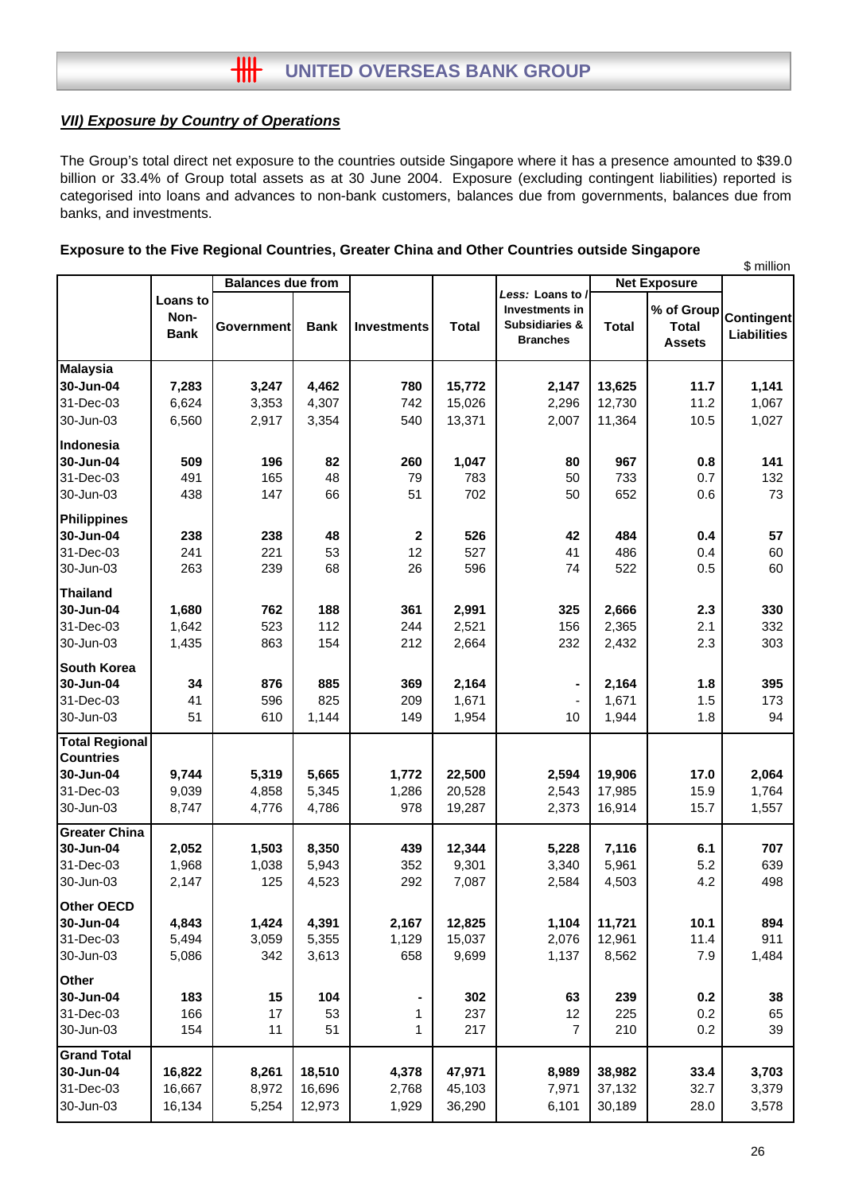## *VII) Exposure by Country of Operations*

The Group's total direct net exposure to the countries outside Singapore where it has a presence amounted to $39.0 billion or 33.4% of Group total assets as at 30 June 2004. Exposure (excluding contingent liabilities) reported is categorised into loans and advances to non-bank customers, balances due from governments, balances due from banks, and investments.

**Exposure to the Five Regional Countries, Greater China and Other Countries outside Singapore**

$ million

| | Loans to Non-Bank | Balances due from | | Investments | Total | *Less:* Loans to / Investments in Subsidiaries & Branches | Net Exposure | | Contingent Liabilities |
|---|---|---|---|---|---|---|---|---|---|
| | | Government | Bank | | | | Total | % of Group Total Assets | |
| **Malaysia** | | | | | | | | | |
| **30-Jun-04** | **7,283** | **3,247** | **4,462** | **780** | **15,772** | **2,147** | **13,625** | **11.7** | **1,141** |
| 31-Dec-03 | 6,624 | 3,353 | 4,307 | 742 | 15,026 | 2,296 | 12,730 | 11.2 | 1,067 |
| 30-Jun-03 | 6,560 | 2,917 | 3,354 | 540 | 13,371 | 2,007 | 11,364 | 10.5 | 1,027 |
| **Indonesia** | | | | | | | | | |
| **30-Jun-04** | **509** | **196** | **82** | **260** | **1,047** | **80** | **967** | **0.8** | **141** |
| 31-Dec-03 | 491 | 165 | 48 | 79 | 783 | 50 | 733 | 0.7 | 132 |
| 30-Jun-03 | 438 | 147 | 66 | 51 | 702 | 50 | 652 | 0.6 | 73 |
| **Philippines** | | | | | | | | | |
| **30-Jun-04** | **238** | **238** | **48** | **2** | **526** | **42** | **484** | **0.4** | **57** |
| 31-Dec-03 | 241 | 221 | 53 | 12 | 527 | 41 | 486 | 0.4 | 60 |
| 30-Jun-03 | 263 | 239 | 68 | 26 | 596 | 74 | 522 | 0.5 | 60 |
| **Thailand** | | | | | | | | | |
| **30-Jun-04** | **1,680** | **762** | **188** | **361** | **2,991** | **325** | **2,666** | **2.3** | **330** |
| 31-Dec-03 | 1,642 | 523 | 112 | 244 | 2,521 | 156 | 2,365 | 2.1 | 332 |
| 30-Jun-03 | 1,435 | 863 | 154 | 212 | 2,664 | 232 | 2,432 | 2.3 | 303 |
| **South Korea** | | | | | | | | | |
| **30-Jun-04** | **34** | **876** | **885** | **369** | **2,164** | **-** | **2,164** | **1.8** | **395** |
| 31-Dec-03 | 41 | 596 | 825 | 209 | 1,671 | - | 1,671 | 1.5 | 173 |
| 30-Jun-03 | 51 | 610 | 1,144 | 149 | 1,954 | 10 | 1,944 | 1.8 | 94 |
| **Total Regional Countries** | | | | | | | | | |
| **30-Jun-04** | **9,744** | **5,319** | **5,665** | **1,772** | **22,500** | **2,594** | **19,906** | **17.0** | **2,064** |
| 31-Dec-03 | 9,039 | 4,858 | 5,345 | 1,286 | 20,528 | 2,543 | 17,985 | 15.9 | 1,764 |
| 30-Jun-03 | 8,747 | 4,776 | 4,786 | 978 | 19,287 | 2,373 | 16,914 | 15.7 | 1,557 |
| **Greater China** | | | | | | | | | |
| **30-Jun-04** | **2,052** | **1,503** | **8,350** | **439** | **12,344** | **5,228** | **7,116** | **6.1** | **707** |
| 31-Dec-03 | 1,968 | 1,038 | 5,943 | 352 | 9,301 | 3,340 | 5,961 | 5.2 | 639 |
| 30-Jun-03 | 2,147 | 125 | 4,523 | 292 | 7,087 | 2,584 | 4,503 | 4.2 | 498 |
| **Other OECD** | | | | | | | | | |
| **30-Jun-04** | **4,843** | **1,424** | **4,391** | **2,167** | **12,825** | **1,104** | **11,721** | **10.1** | **894** |
| 31-Dec-03 | 5,494 | 3,059 | 5,355 | 1,129 | 15,037 | 2,076 | 12,961 | 11.4 | 911 |
| 30-Jun-03 | 5,086 | 342 | 3,613 | 658 | 9,699 | 1,137 | 8,562 | 7.9 | 1,484 |
| **Other** | | | | | | | | | |
| **30-Jun-04** | **183** | **15** | **104** | **-** | **302** | **63** | **239** | **0.2** | **38** |
| 31-Dec-03 | 166 | 17 | 53 | 1 | 237 | 12 | 225 | 0.2 | 65 |
| 30-Jun-03 | 154 | 11 | 51 | 1 | 217 | 7 | 210 | 0.2 | 39 |
| **Grand Total** | | | | | | | | | |
| **30-Jun-04** | **16,822** | **8,261** | **18,510** | **4,378** | **47,971** | **8,989** | **38,982** | **33.4** | **3,703** |
| 31-Dec-03 | 16,667 | 8,972 | 16,696 | 2,768 | 45,103 | 7,971 | 37,132 | 32.7 | 3,379 |
| 30-Jun-03 | 16,134 | 5,254 | 12,973 | 1,929 | 36,290 | 6,101 | 30,189 | 28.0 | 3,578 |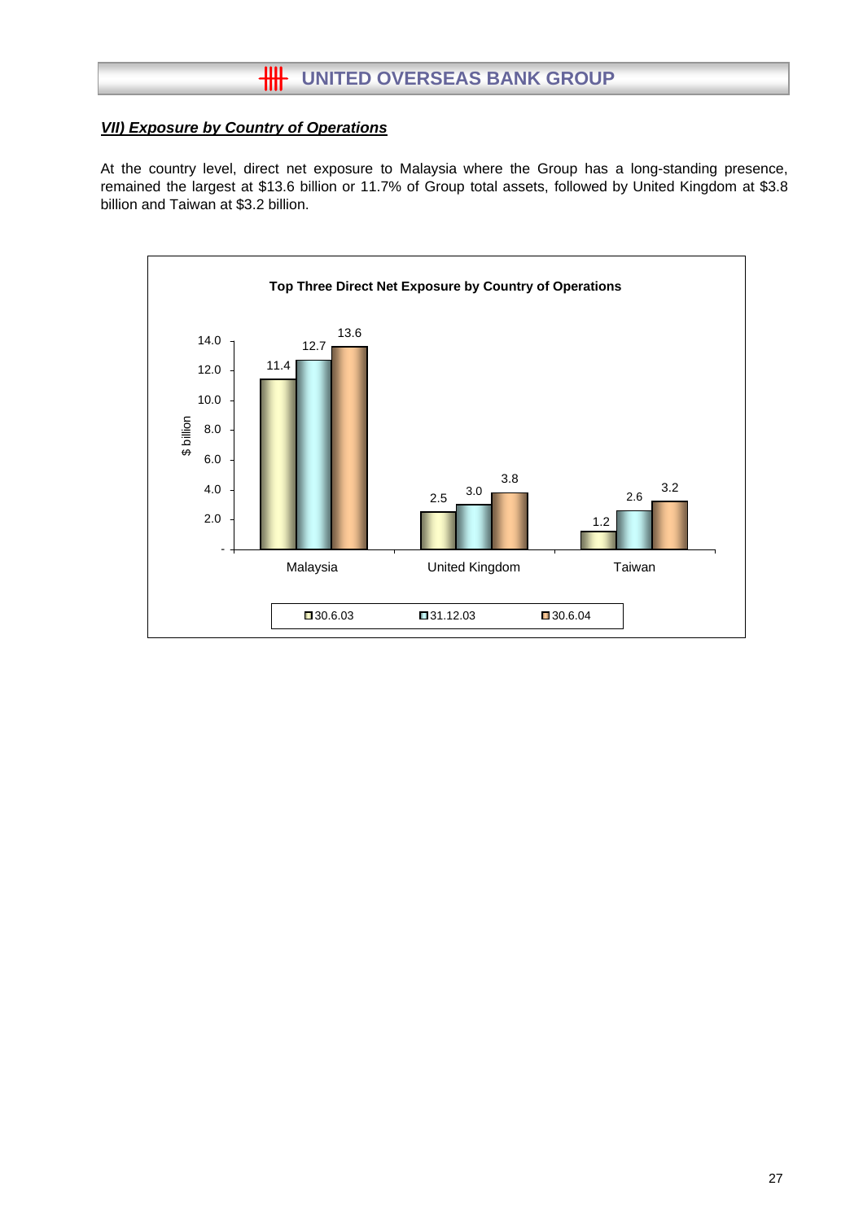### VII) Exposure by Country of Operations

At the country level, direct net exposure to Malaysia where the Group has a long-standing presence, remained the largest at $13.6 billion or 11.7% of Group total assets, followed by United Kingdom at $3.8 billion and Taiwan at $3.2 billion.

**Top Three Direct Net Exposure by Country of Operations**

| $ billion | 30.6.03 | 31.12.03 | 30.6.04 |
|---|---|---|---|
| Malaysia | 11.4 | 12.7 | 13.6 |
| United Kingdom | 2.5 | 3.0 | 3.8 |
| Taiwan | 1.2 | 2.6 | 3.2 |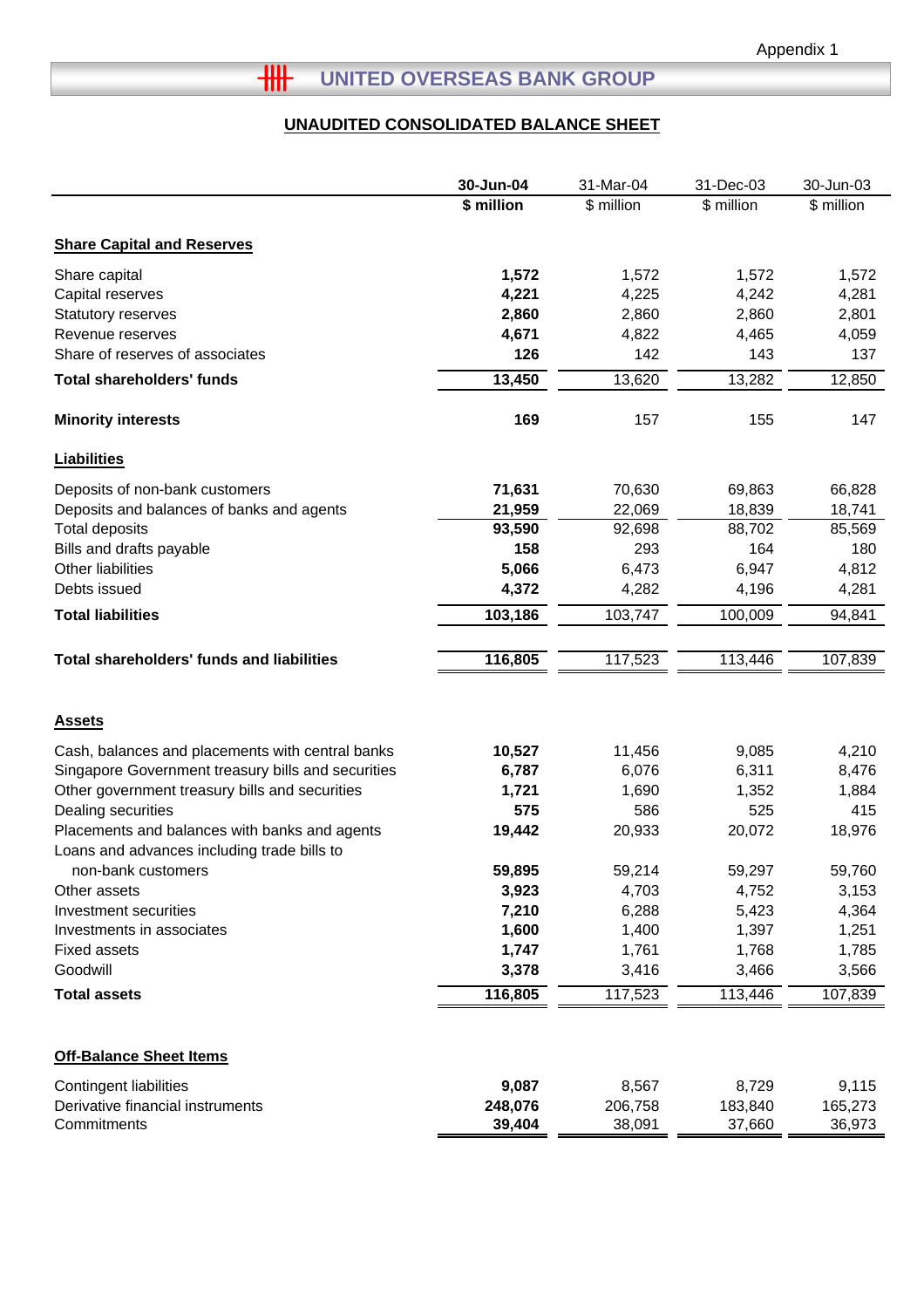Appendix 1

# UNITED OVERSEAS BANK GROUP

## UNAUDITED CONSOLIDATED BALANCE SHEET

| | 30-Jun-04 | 31-Mar-04 | 31-Dec-03 | 30-Jun-03 |
|---|---|---|---|---|
| | **$ million** | $ million | $ million | $ million |
| **Share Capital and Reserves** | | | | |
| Share capital | **1,572** | 1,572 | 1,572 | 1,572 |
| Capital reserves | **4,221** | 4,225 | 4,242 | 4,281 |
| Statutory reserves | **2,860** | 2,860 | 2,860 | 2,801 |
| Revenue reserves | **4,671** | 4,822 | 4,465 | 4,059 |
| Share of reserves of associates | **126** | 142 | 143 | 137 |
| **Total shareholders' funds** | **13,450** | 13,620 | 13,282 | 12,850 |
| **Minority interests** | **169** | 157 | 155 | 147 |
| **Liabilities** | | | | |
| Deposits of non-bank customers | **71,631** | 70,630 | 69,863 | 66,828 |
| Deposits and balances of banks and agents | **21,959** | 22,069 | 18,839 | 18,741 |
| Total deposits | **93,590** | 92,698 | 88,702 | 85,569 |
| Bills and drafts payable | **158** | 293 | 164 | 180 |
| Other liabilities | **5,066** | 6,473 | 6,947 | 4,812 |
| Debts issued | **4,372** | 4,282 | 4,196 | 4,281 |
| **Total liabilities** | **103,186** | 103,747 | 100,009 | 94,841 |
| **Total shareholders' funds and liabilities** | **116,805** | 117,523 | 113,446 | 107,839 |
| **Assets** | | | | |
| Cash, balances and placements with central banks | **10,527** | 11,456 | 9,085 | 4,210 |
| Singapore Government treasury bills and securities | **6,787** | 6,076 | 6,311 | 8,476 |
| Other government treasury bills and securities | **1,721** | 1,690 | 1,352 | 1,884 |
| Dealing securities | **575** | 586 | 525 | 415 |
| Placements and balances with banks and agents | **19,442** | 20,933 | 20,072 | 18,976 |
| Loans and advances including trade bills to non-bank customers | **59,895** | 59,214 | 59,297 | 59,760 |
| Other assets | **3,923** | 4,703 | 4,752 | 3,153 |
| Investment securities | **7,210** | 6,288 | 5,423 | 4,364 |
| Investments in associates | **1,600** | 1,400 | 1,397 | 1,251 |
| Fixed assets | **1,747** | 1,761 | 1,768 | 1,785 |
| Goodwill | **3,378** | 3,416 | 3,466 | 3,566 |
| **Total assets** | **116,805** | 117,523 | 113,446 | 107,839 |
| **Off-Balance Sheet Items** | | | | |
| Contingent liabilities | **9,087** | 8,567 | 8,729 | 9,115 |
| Derivative financial instruments | **248,076** | 206,758 | 183,840 | 165,273 |
| Commitments | **39,404** | 38,091 | 37,660 | 36,973 |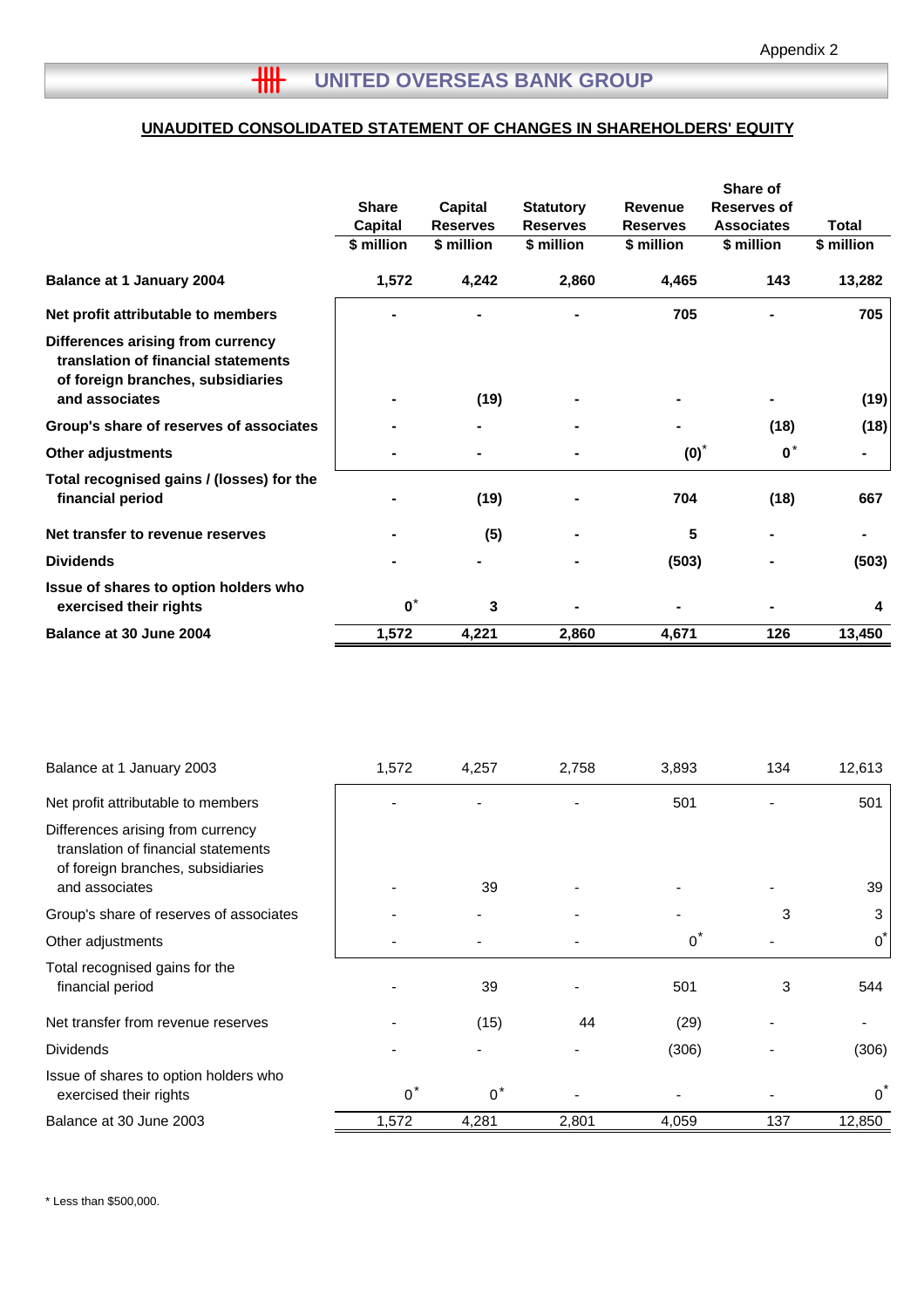Appendix 2

# UNITED OVERSEAS BANK GROUP

## UNAUDITED CONSOLIDATED STATEMENT OF CHANGES IN SHAREHOLDERS' EQUITY

| | Share Capital | Capital Reserves | Statutory Reserves | Revenue Reserves | Share of Reserves of Associates | Total |
|---|---|---|---|---|---|---|
| | $ million | $ million | $ million | $ million | $ million | $ million |
| **Balance at 1 January 2004** | **1,572** | **4,242** | **2,860** | **4,465** | **143** | **13,282** |
| **Net profit attributable to members** | **-** | **-** | **-** | **705** | **-** | **705** |
| **Differences arising from currency translation of financial statements of foreign branches, subsidiaries and associates** | **-** | **(19)** | **-** | **-** | **-** | **(19)** |
| **Group's share of reserves of associates** | **-** | **-** | **-** | **-** | **(18)** | **(18)** |
| **Other adjustments** | **-** | **-** | **-** | **(0)*** | **0*** | **-** |
| **Total recognised gains / (losses) for the financial period** | **-** | **(19)** | **-** | **704** | **(18)** | **667** |
| **Net transfer to revenue reserves** | **-** | **(5)** | **-** | **5** | **-** | **-** |
| **Dividends** | **-** | **-** | **-** | **(503)** | **-** | **(503)** |
| **Issue of shares to option holders who exercised their rights** | **0*** | **3** | **-** | **-** | **-** | **4** |
| **Balance at 30 June 2004** | **1,572** | **4,221** | **2,860** | **4,671** | **126** | **13,450** |
| | | | | | | |
| Balance at 1 January 2003 | 1,572 | 4,257 | 2,758 | 3,893 | 134 | 12,613 |
| Net profit attributable to members | - | - | - | 501 | - | 501 |
| Differences arising from currency translation of financial statements of foreign branches, subsidiaries and associates | - | 39 | - | - | - | 39 |
| Group's share of reserves of associates | - | - | - | - | 3 | 3 |
| Other adjustments | - | - | - | 0* | - | 0* |
| Total recognised gains for the financial period | - | 39 | - | 501 | 3 | 544 |
| Net transfer from revenue reserves | - | (15) | 44 | (29) | - | - |
| Dividends | - | - | - | (306) | - | (306) |
| Issue of shares to option holders who exercised their rights | 0* | 0* | - | - | - | 0* |
| Balance at 30 June 2003 | 1,572 | 4,281 | 2,801 | 4,059 | 137 | 12,850 |

* Less than $500,000.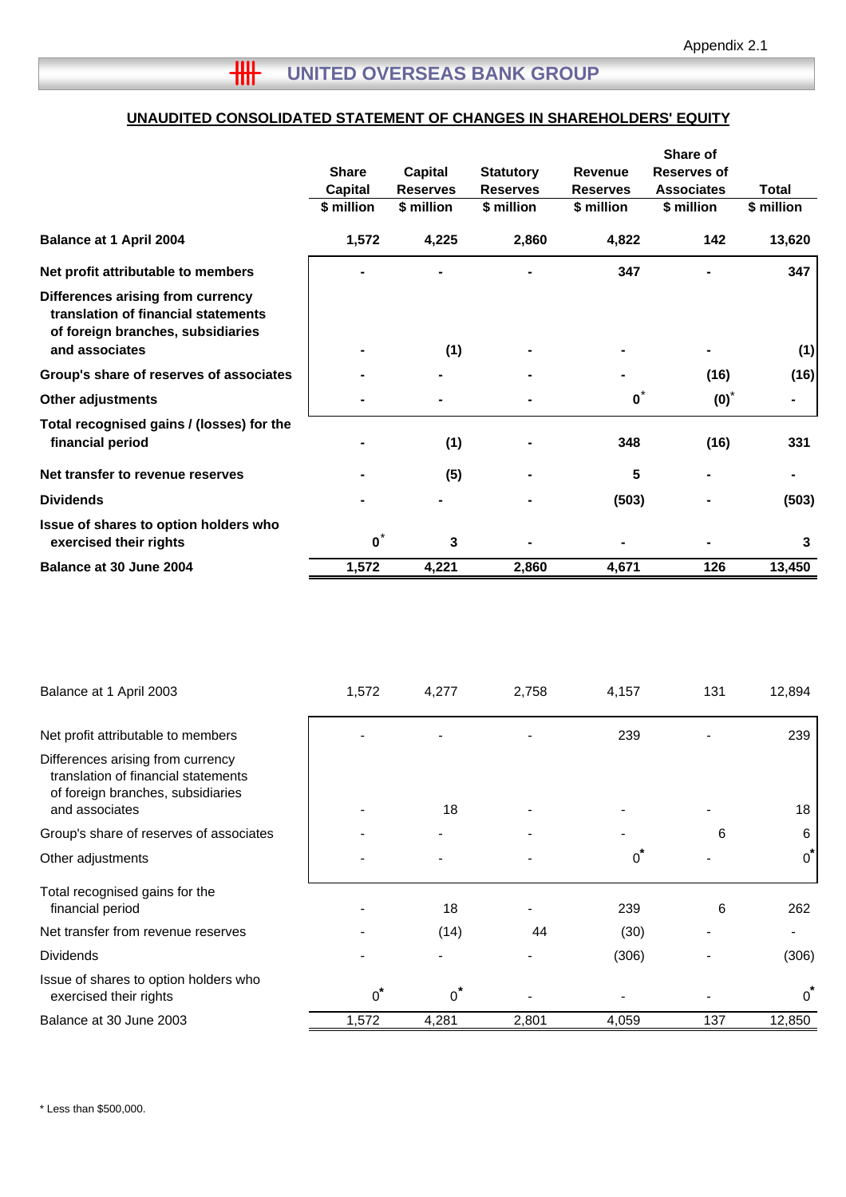Appendix 2.1

# UNITED OVERSEAS BANK GROUP

## UNAUDITED CONSOLIDATED STATEMENT OF CHANGES IN SHAREHOLDERS' EQUITY

| | Share Capital $ million | Capital Reserves $ million | Statutory Reserves $ million | Revenue Reserves $ million | Share of Reserves of Associates $ million | Total $ million |
|---|---|---|---|---|---|---|
| **Balance at 1 April 2004** | **1,572** | **4,225** | **2,860** | **4,822** | **142** | **13,620** |
| **Net profit attributable to members** | **-** | **-** | **-** | **347** | **-** | **347** |
| **Differences arising from currency translation of financial statements of foreign branches, subsidiaries and associates** | **-** | **(1)** | **-** | **-** | **-** | **(1)** |
| **Group's share of reserves of associates** | **-** | **-** | **-** | **-** | **(16)** | **(16)** |
| **Other adjustments** | **-** | **-** | **-** | **0*** | **(0)*** | **-** |
| **Total recognised gains / (losses) for the financial period** | **-** | **(1)** | **-** | **348** | **(16)** | **331** |
| **Net transfer to revenue reserves** | **-** | **(5)** | **-** | **5** | **-** | **-** |
| **Dividends** | **-** | **-** | **-** | **(503)** | **-** | **(503)** |
| **Issue of shares to option holders who exercised their rights** | **0*** | **3** | **-** | **-** | **-** | **3** |
| **Balance at 30 June 2004** | **1,572** | **4,221** | **2,860** | **4,671** | **126** | **13,450** |
| | | | | | | |
| Balance at 1 April 2003 | 1,572 | 4,277 | 2,758 | 4,157 | 131 | 12,894 |
| Net profit attributable to members | - | - | - | 239 | - | 239 |
| Differences arising from currency translation of financial statements of foreign branches, subsidiaries and associates | - | 18 | - | - | - | 18 |
| Group's share of reserves of associates | - | - | - | - | 6 | 6 |
| Other adjustments | - | - | - | 0* | - | 0* |
| Total recognised gains for the financial period | - | 18 | - | 239 | 6 | 262 |
| Net transfer from revenue reserves | - | (14) | 44 | (30) | - | - |
| Dividends | - | - | - | (306) | - | (306) |
| Issue of shares to option holders who exercised their rights | 0* | 0* | - | - | - | 0* |
| Balance at 30 June 2003 | 1,572 | 4,281 | 2,801 | 4,059 | 137 | 12,850 |

* Less than $500,000.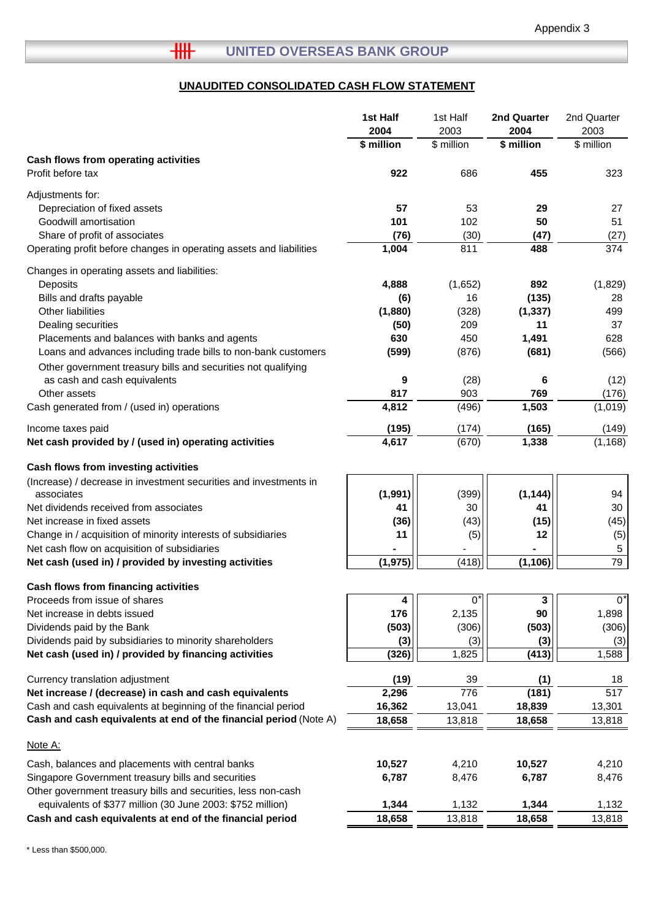Appendix 3

## UNITED OVERSEAS BANK GROUP

### UNAUDITED CONSOLIDATED CASH FLOW STATEMENT

| | **1st Half 2004** | 1st Half 2003 | **2nd Quarter 2004** | 2nd Quarter 2003 |
|---|---|---|---|---|
| | **$ million** | $ million | **$ million** | $ million |
| **Cash flows from operating activities** | | | | |
| Profit before tax | **922** | 686 | **455** | 323 |
| Adjustments for: | | | | |
| Depreciation of fixed assets | **57** | 53 | **29** | 27 |
| Goodwill amortisation | **101** | 102 | **50** | 51 |
| Share of profit of associates | **(76)** | (30) | **(47)** | (27) |
| Operating profit before changes in operating assets and liabilities | **1,004** | 811 | **488** | 374 |
| Changes in operating assets and liabilities: | | | | |
| Deposits | **4,888** | (1,652) | **892** | (1,829) |
| Bills and drafts payable | **(6)** | 16 | **(135)** | 28 |
| Other liabilities | **(1,880)** | (328) | **(1,337)** | 499 |
| Dealing securities | **(50)** | 209 | **11** | 37 |
| Placements and balances with banks and agents | **630** | 450 | **1,491** | 628 |
| Loans and advances including trade bills to non-bank customers | **(599)** | (876) | **(681)** | (566) |
| Other government treasury bills and securities not qualifying as cash and cash equivalents | **9** | (28) | **6** | (12) |
| Other assets | **817** | 903 | **769** | (176) |
| Cash generated from / (used in) operations | **4,812** | (496) | **1,503** | (1,019) |
| Income taxes paid | **(195)** | (174) | **(165)** | (149) |
| **Net cash provided by / (used in) operating activities** | **4,617** | (670) | **1,338** | (1,168) |
| **Cash flows from investing activities** | | | | |
| (Increase) / decrease in investment securities and investments in associates | **(1,991)** | (399) | **(1,144)** | 94 |
| Net dividends received from associates | **41** | 30 | **41** | 30 |
| Net increase in fixed assets | **(36)** | (43) | **(15)** | (45) |
| Change in / acquisition of minority interests of subsidiaries | **11** | (5) | **12** | (5) |
| Net cash flow on acquisition of subsidiaries | **-** | - | **-** | 5 |
| **Net cash (used in) / provided by investing activities** | **(1,975)** | (418) | **(1,106)** | 79 |
| **Cash flows from financing activities** | | | | |
| Proceeds from issue of shares | **4** | 0* | **3** | 0* |
| Net increase in debts issued | **176** | 2,135 | **90** | 1,898 |
| Dividends paid by the Bank | **(503)** | (306) | **(503)** | (306) |
| Dividends paid by subsidiaries to minority shareholders | **(3)** | (3) | **(3)** | (3) |
| **Net cash (used in) / provided by financing activities** | **(326)** | 1,825 | **(413)** | 1,588 |
| Currency translation adjustment | **(19)** | 39 | **(1)** | 18 |
| **Net increase / (decrease) in cash and cash equivalents** | **2,296** | 776 | **(181)** | 517 |
| Cash and cash equivalents at beginning of the financial period | **16,362** | 13,041 | **18,839** | 13,301 |
| **Cash and cash equivalents at end of the financial period** (Note A) | **18,658** | 13,818 | **18,658** | 13,818 |
| Note A: | | | | |
| Cash, balances and placements with central banks | **10,527** | 4,210 | **10,527** | 4,210 |
| Singapore Government treasury bills and securities | **6,787** | 8,476 | **6,787** | 8,476 |
| Other government treasury bills and securities, less non-cash equivalents of $377 million (30 June 2003: $752 million) | **1,344** | 1,132 | **1,344** | 1,132 |
| **Cash and cash equivalents at end of the financial period** | **18,658** | 13,818 | **18,658** | 13,818 |

\* Less than $500,000.